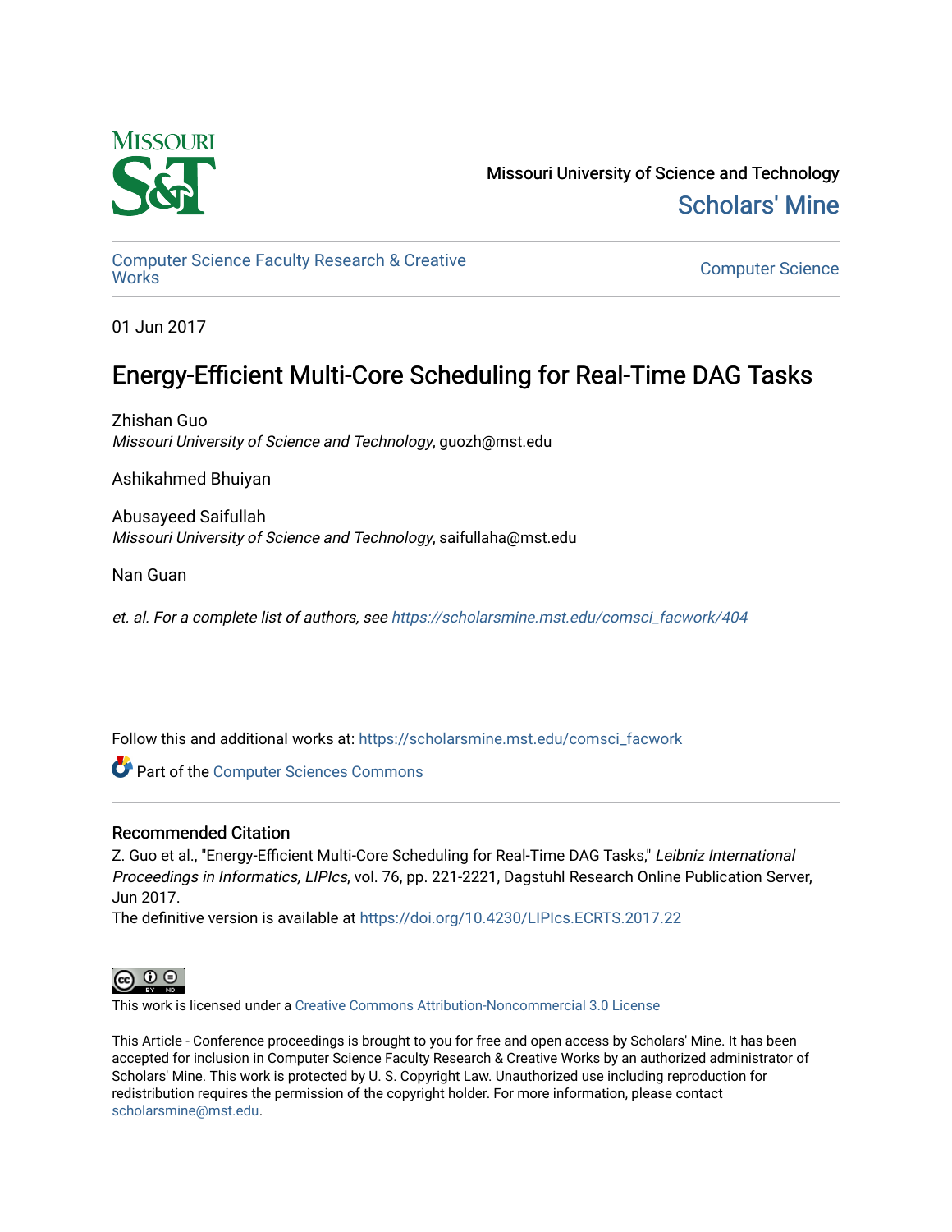Missouri University of Science and Technology

Scholars' Mine

Computer Science Faculty Research & Creative Works

Computer Science

01 Jun 2017

# Energy-Efficient Multi-Core Scheduling for Real-Time DAG Tasks

Zhishan Guo
*Missouri University of Science and Technology*, guozh@mst.edu

Ashikahmed Bhuiyan

Abusayeed Saifullah
*Missouri University of Science and Technology*, saifullaha@mst.edu

Nan Guan

*et. al. For a complete list of authors, see https://scholarsmine.mst.edu/comsci_facwork/404*

Follow this and additional works at: https://scholarsmine.mst.edu/comsci_facwork

Part of the Computer Sciences Commons

## Recommended Citation

Z. Guo et al., "Energy-Efficient Multi-Core Scheduling for Real-Time DAG Tasks," *Leibniz International Proceedings in Informatics, LIPIcs*, vol. 76, pp. 221-2221, Dagstuhl Research Online Publication Server, Jun 2017.

The definitive version is available at https://doi.org/10.4230/LIPIcs.ECRTS.2017.22

This work is licensed under a Creative Commons Attribution-Noncommercial 3.0 License

This Article - Conference proceedings is brought to you for free and open access by Scholars' Mine. It has been accepted for inclusion in Computer Science Faculty Research & Creative Works by an authorized administrator of Scholars' Mine. This work is protected by U. S. Copyright Law. Unauthorized use including reproduction for redistribution requires the permission of the copyright holder. For more information, please contact scholarsmine@mst.edu.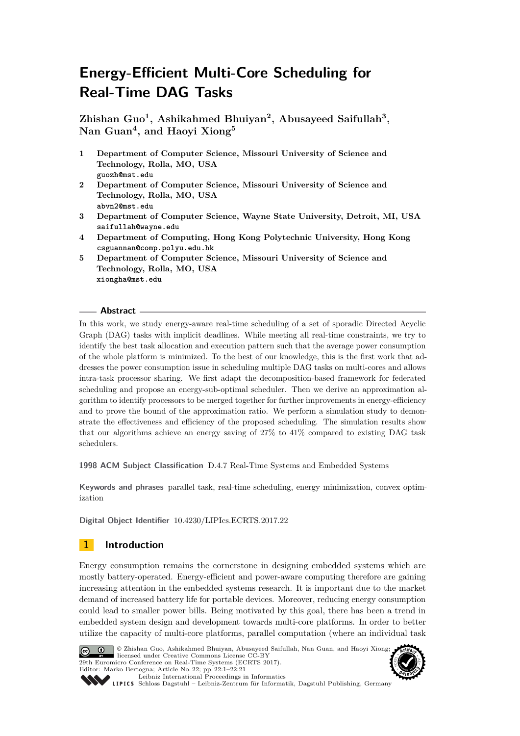# Energy-Efficient Multi-Core Scheduling for Real-Time DAG Tasks

**Zhishan Guo[1], Ashikahmed Bhuiyan[2], Abusayeed Saifullah[3], Nan Guan[4], and Haoyi Xiong[5]**

1 **Department of Computer Science, Missouri University of Science and Technology, Rolla, MO, USA**
`guozh@mst.edu`

2 **Department of Computer Science, Missouri University of Science and Technology, Rolla, MO, USA**
`abvn2@mst.edu`

3 **Department of Computer Science, Wayne State University, Detroit, MI, USA**
`saifullah@wayne.edu`

4 **Department of Computing, Hong Kong Polytechnic University, Hong Kong**
`csguannan@comp.polyu.edu.hk`

5 **Department of Computer Science, Missouri University of Science and Technology, Rolla, MO, USA**
`xiongha@mst.edu`

## Abstract

In this work, we study energy-aware real-time scheduling of a set of sporadic Directed Acyclic Graph (DAG) tasks with implicit deadlines. While meeting all real-time constraints, we try to identify the best task allocation and execution pattern such that the average power consumption of the whole platform is minimized. To the best of our knowledge, this is the first work that addresses the power consumption issue in scheduling multiple DAG tasks on multi-cores and allows intra-task processor sharing. We first adapt the decomposition-based framework for federated scheduling and propose an energy-sub-optimal scheduler. Then we derive an approximation algorithm to identify processors to be merged together for further improvements in energy-efficiency and to prove the bound of the approximation ratio. We perform a simulation study to demonstrate the effectiveness and efficiency of the proposed scheduling. The simulation results show that our algorithms achieve an energy saving of 27% to 41% compared to existing DAG task schedulers.

**1998 ACM Subject Classification** D.4.7 Real-Time Systems and Embedded Systems

**Keywords and phrases** parallel task, real-time scheduling, energy minimization, convex optimization

**Digital Object Identifier** 10.4230/LIPIcs.ECRTS.2017.22

## 1 Introduction

Energy consumption remains the cornerstone in designing embedded systems which are mostly battery-operated. Energy-efficient and power-aware computing therefore are gaining increasing attention in the embedded systems research. It is important due to the market demand of increased battery life for portable devices. Moreover, reducing energy consumption could lead to smaller power bills. Being motivated by this goal, there has been a trend in embedded system design and development towards multi-core platforms. In order to better utilize the capacity of multi-core platforms, parallel computation (where an individual task

© Zhishan Guo, Ashikahmed Bhuiyan, Abusayeed Saifullah, Nan Guan, and Haoyi Xiong; licensed under Creative Commons License CC-BY
29th Euromicro Conference on Real-Time Systems (ECRTS 2017).
Editor: Marko Bertogna; Article No. 22; pp. 22:1–22:21
Leibniz International Proceedings in Informatics
Schloss Dagstuhl – Leibniz-Zentrum für Informatik, Dagstuhl Publishing, Germany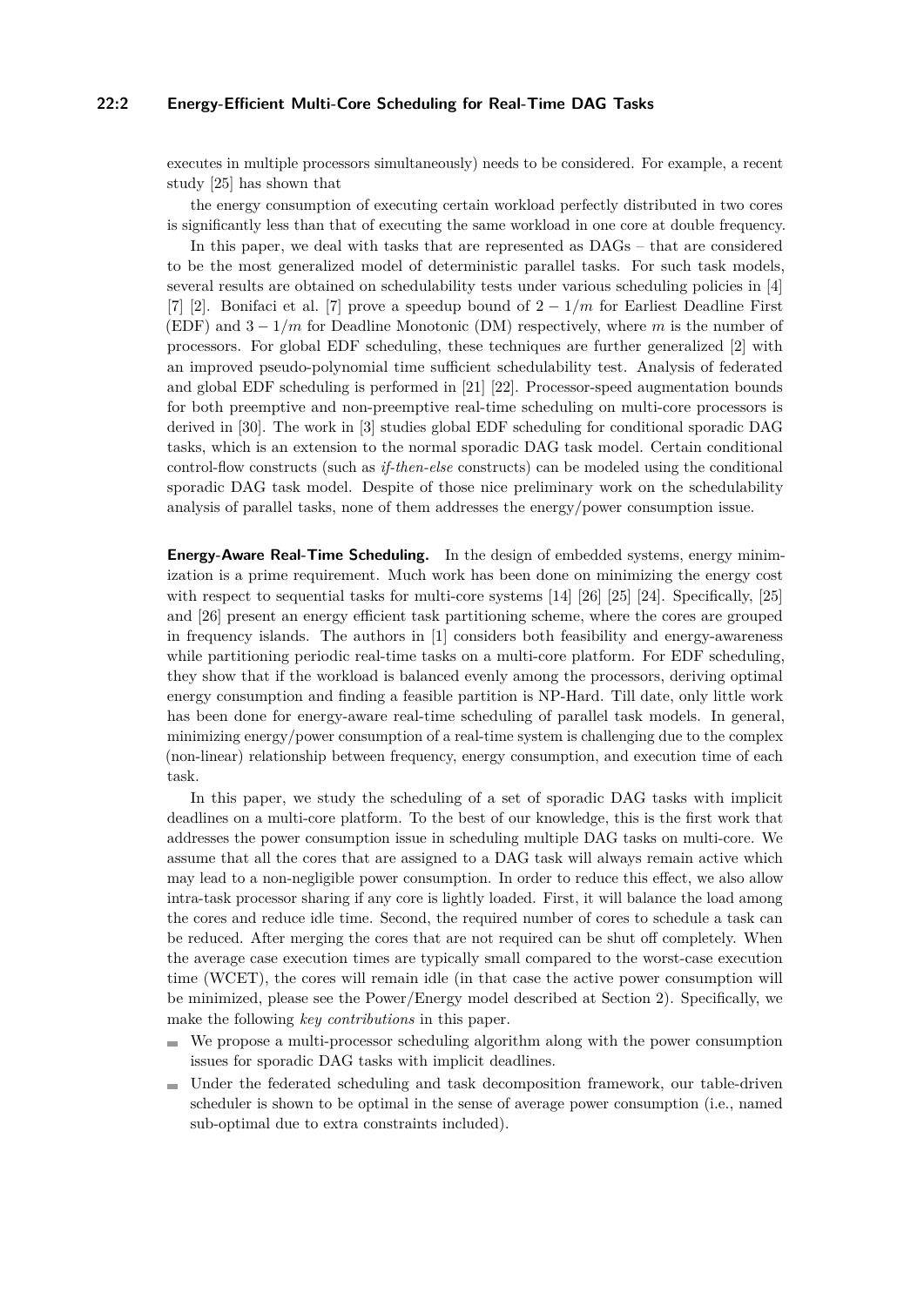executes in multiple processors simultaneously) needs to be considered. For example, a recent study [25] has shown that

the energy consumption of executing certain workload perfectly distributed in two cores is significantly less than that of executing the same workload in one core at double frequency.

In this paper, we deal with tasks that are represented as DAGs – that are considered to be the most generalized model of deterministic parallel tasks. For such task models, several results are obtained on schedulability tests under various scheduling policies in [4] [7] [2]. Bonifaci et al. [7] prove a speedup bound of $2 - 1/m$ for Earliest Deadline First (EDF) and $3 - 1/m$ for Deadline Monotonic (DM) respectively, where $m$ is the number of processors. For global EDF scheduling, these techniques are further generalized [2] with an improved pseudo-polynomial time sufficient schedulability test. Analysis of federated and global EDF scheduling is performed in [21] [22]. Processor-speed augmentation bounds for both preemptive and non-preemptive real-time scheduling on multi-core processors is derived in [30]. The work in [3] studies global EDF scheduling for conditional sporadic DAG tasks, which is an extension to the normal sporadic DAG task model. Certain conditional control-flow constructs (such as *if-then-else* constructs) can be modeled using the conditional sporadic DAG task model. Despite of those nice preliminary work on the schedulability analysis of parallel tasks, none of them addresses the energy/power consumption issue.

**Energy-Aware Real-Time Scheduling.** In the design of embedded systems, energy minimization is a prime requirement. Much work has been done on minimizing the energy cost with respect to sequential tasks for multi-core systems [14] [26] [25] [24]. Specifically, [25] and [26] present an energy efficient task partitioning scheme, where the cores are grouped in frequency islands. The authors in [1] considers both feasibility and energy-awareness while partitioning periodic real-time tasks on a multi-core platform. For EDF scheduling, they show that if the workload is balanced evenly among the processors, deriving optimal energy consumption and finding a feasible partition is NP-Hard. Till date, only little work has been done for energy-aware real-time scheduling of parallel task models. In general, minimizing energy/power consumption of a real-time system is challenging due to the complex (non-linear) relationship between frequency, energy consumption, and execution time of each task.

In this paper, we study the scheduling of a set of sporadic DAG tasks with implicit deadlines on a multi-core platform. To the best of our knowledge, this is the first work that addresses the power consumption issue in scheduling multiple DAG tasks on multi-core. We assume that all the cores that are assigned to a DAG task will always remain active which may lead to a non-negligible power consumption. In order to reduce this effect, we also allow intra-task processor sharing if any core is lightly loaded. First, it will balance the load among the cores and reduce idle time. Second, the required number of cores to schedule a task can be reduced. After merging the cores that are not required can be shut off completely. When the average case execution times are typically small compared to the worst-case execution time (WCET), the cores will remain idle (in that case the active power consumption will be minimized, please see the Power/Energy model described at Section 2). Specifically, we make the following *key contributions* in this paper.

- We propose a multi-processor scheduling algorithm along with the power consumption issues for sporadic DAG tasks with implicit deadlines.
- Under the federated scheduling and task decomposition framework, our table-driven scheduler is shown to be optimal in the sense of average power consumption (i.e., named sub-optimal due to extra constraints included).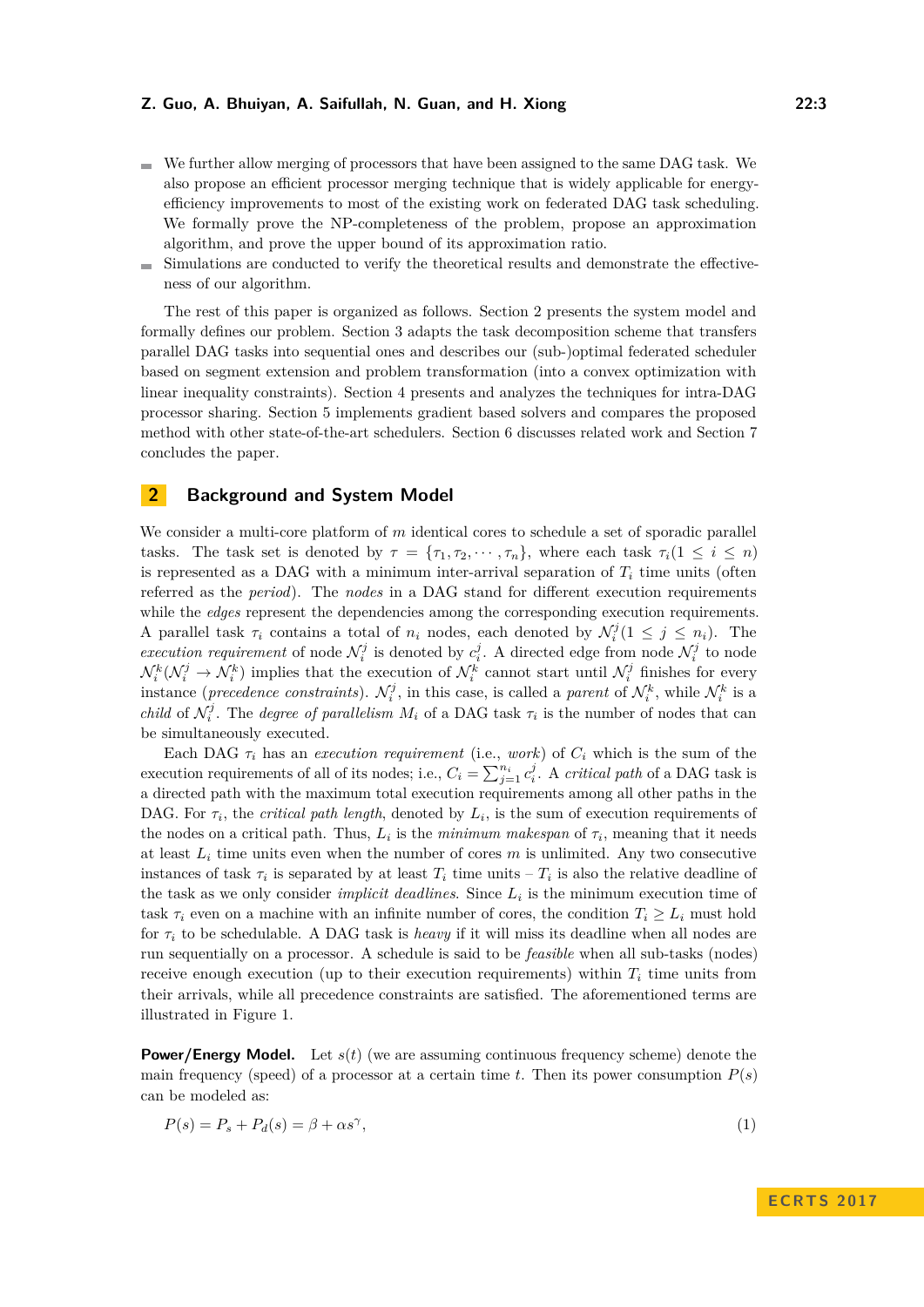- We further allow merging of processors that have been assigned to the same DAG task. We also propose an efficient processor merging technique that is widely applicable for energy-efficiency improvements to most of the existing work on federated DAG task scheduling. We formally prove the NP-completeness of the problem, propose an approximation algorithm, and prove the upper bound of its approximation ratio.
- Simulations are conducted to verify the theoretical results and demonstrate the effectiveness of our algorithm.

The rest of this paper is organized as follows. Section 2 presents the system model and formally defines our problem. Section 3 adapts the task decomposition scheme that transfers parallel DAG tasks into sequential ones and describes our (sub-)optimal federated scheduler based on segment extension and problem transformation (into a convex optimization with linear inequality constraints). Section 4 presents and analyzes the techniques for intra-DAG processor sharing. Section 5 implements gradient based solvers and compares the proposed method with other state-of-the-art schedulers. Section 6 discusses related work and Section 7 concludes the paper.

## 2 Background and System Model

We consider a multi-core platform of $m$ identical cores to schedule a set of sporadic parallel tasks. The task set is denoted by $\tau = \{\tau_1, \tau_2, \cdots, \tau_n\}$, where each task $\tau_i (1 \leq i \leq n)$ is represented as a DAG with a minimum inter-arrival separation of $T_i$ time units (often referred as the *period*). The *nodes* in a DAG stand for different execution requirements while the *edges* represent the dependencies among the corresponding execution requirements. A parallel task $\tau_i$ contains a total of $n_i$ nodes, each denoted by $\mathcal{N}_i^j (1 \leq j \leq n_i)$. The *execution requirement* of node $\mathcal{N}_i^j$ is denoted by $c_i^j$. A directed edge from node $\mathcal{N}_i^j$ to node $\mathcal{N}_i^k (\mathcal{N}_i^j \rightarrow \mathcal{N}_i^k)$ implies that the execution of $\mathcal{N}_i^k$ cannot start until $\mathcal{N}_i^j$ finishes for every instance (*precedence constraints*). $\mathcal{N}_i^j$, in this case, is called a *parent* of $\mathcal{N}_i^k$, while $\mathcal{N}_i^k$ is a *child* of $\mathcal{N}_i^j$. The *degree of parallelism* $M_i$ of a DAG task $\tau_i$ is the number of nodes that can be simultaneously executed.

Each DAG $\tau_i$ has an *execution requirement* (i.e., *work*) of $C_i$ which is the sum of the execution requirements of all of its nodes; i.e., $C_i = \sum_{j=1}^{n_i} c_i^j$. A *critical path* of a DAG task is a directed path with the maximum total execution requirements among all other paths in the DAG. For $\tau_i$, the *critical path length*, denoted by $L_i$, is the sum of execution requirements of the nodes on a critical path. Thus, $L_i$ is the *minimum makespan* of $\tau_i$, meaning that it needs at least $L_i$ time units even when the number of cores $m$ is unlimited. Any two consecutive instances of task $\tau_i$ is separated by at least $T_i$ time units – $T_i$ is also the relative deadline of the task as we only consider *implicit deadlines*. Since $L_i$ is the minimum execution time of task $\tau_i$ even on a machine with an infinite number of cores, the condition $T_i \geq L_i$ must hold for $\tau_i$ to be schedulable. A DAG task is *heavy* if it will miss its deadline when all nodes are run sequentially on a processor. A schedule is said to be *feasible* when all sub-tasks (nodes) receive enough execution (up to their execution requirements) within $T_i$ time units from their arrivals, while all precedence constraints are satisfied. The aforementioned terms are illustrated in Figure 1.

**Power/Energy Model.** Let $s(t)$ (we are assuming continuous frequency scheme) denote the main frequency (speed) of a processor at a certain time $t$. Then its power consumption $P(s)$ can be modeled as:

$$P(s) = P_s + P_d(s) = \beta + \alpha s^\gamma, \tag{1}$$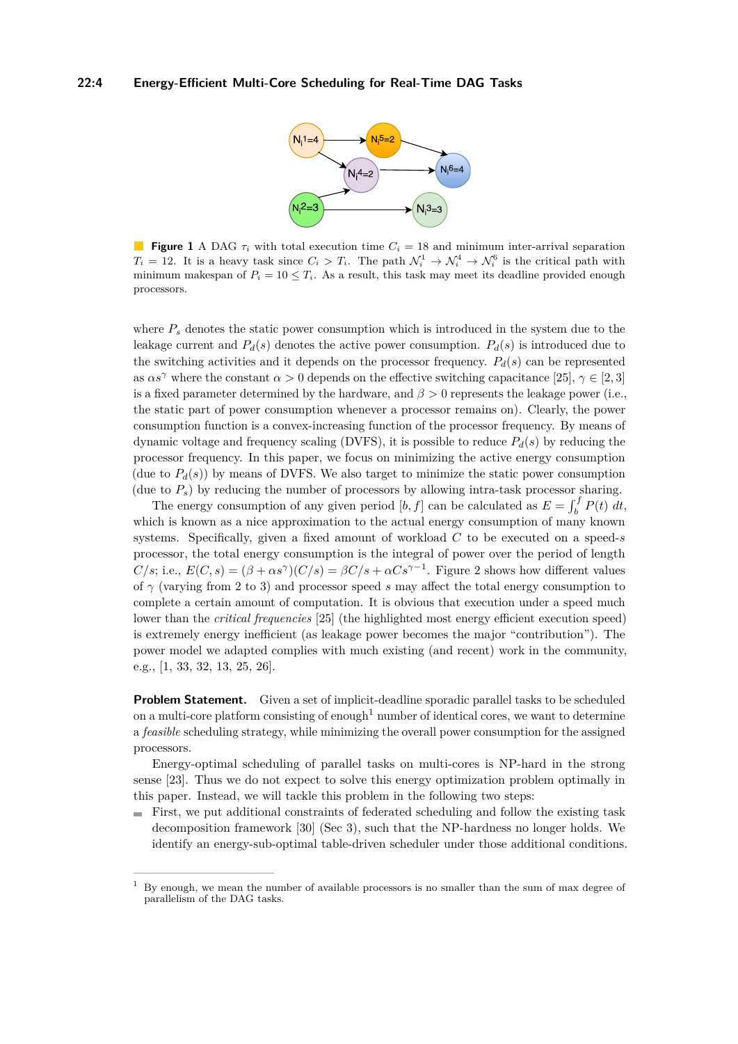**Figure 1** A DAG $\tau_i$ with total execution time $C_i = 18$ and minimum inter-arrival separation $T_i = 12$. It is a heavy task since $C_i > T_i$. The path $\mathcal{N}_i^1 \rightarrow \mathcal{N}_i^4 \rightarrow \mathcal{N}_i^6$ is the critical path with minimum makespan of $P_i = 10 \leq T_i$. As a result, this task may meet its deadline provided enough processors.

where $P_s$ denotes the static power consumption which is introduced in the system due to the leakage current and $P_d(s)$ denotes the active power consumption. $P_d(s)$ is introduced due to the switching activities and it depends on the processor frequency. $P_d(s)$ can be represented as $\alpha s^\gamma$ where the constant $\alpha > 0$ depends on the effective switching capacitance [25], $\gamma \in [2, 3]$ is a fixed parameter determined by the hardware, and $\beta > 0$ represents the leakage power (i.e., the static part of power consumption whenever a processor remains on). Clearly, the power consumption function is a convex-increasing function of the processor frequency. By means of dynamic voltage and frequency scaling (DVFS), it is possible to reduce $P_d(s)$ by reducing the processor frequency. In this paper, we focus on minimizing the active energy consumption (due to $P_d(s)$) by means of DVFS. We also target to minimize the static power consumption (due to $P_s$) by reducing the number of processors by allowing intra-task processor sharing.

The energy consumption of any given period $[b, f]$ can be calculated as $E = \int_b^f P(t)\,dt$, which is known as a nice approximation to the actual energy consumption of many known systems. Specifically, given a fixed amount of workload $C$ to be executed on a speed-$s$ processor, the total energy consumption is the integral of power over the period of length $C/s$; i.e., $E(C, s) = (\beta + \alpha s^\gamma)(C/s) = \beta C/s + \alpha C s^{\gamma-1}$. Figure 2 shows how different values of $\gamma$ (varying from 2 to 3) and processor speed $s$ may affect the total energy consumption to complete a certain amount of computation. It is obvious that execution under a speed much lower than the *critical frequencies* [25] (the highlighted most energy efficient execution speed) is extremely energy inefficient (as leakage power becomes the major "contribution"). The power model we adapted complies with much existing (and recent) work in the community, e.g., [1, 33, 32, 13, 25, 26].

**Problem Statement.** Given a set of implicit-deadline sporadic parallel tasks to be scheduled on a multi-core platform consisting of enough[1] number of identical cores, we want to determine a *feasible* scheduling strategy, while minimizing the overall power consumption for the assigned processors.

Energy-optimal scheduling of parallel tasks on multi-cores is NP-hard in the strong sense [23]. Thus we do not expect to solve this energy optimization problem optimally in this paper. Instead, we will tackle this problem in the following two steps:

- First, we put additional constraints of federated scheduling and follow the existing task decomposition framework [30] (Sec 3), such that the NP-hardness no longer holds. We identify an energy-sub-optimal table-driven scheduler under those additional conditions.

[1] By enough, we mean the number of available processors is no smaller than the sum of max degree of parallelism of the DAG tasks.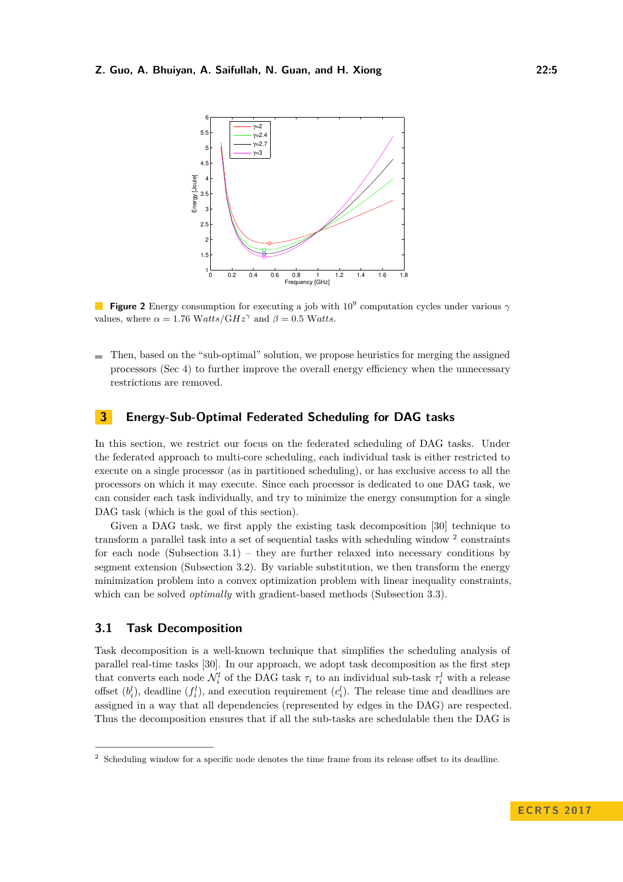**Figure 2** Energy consumption for executing a job with $10^9$ computation cycles under various $\gamma$ values, where $\alpha = 1.76$ $\mathrm{Watts}/\mathrm{GHz}^\gamma$ and $\beta = 0.5$ $\mathrm{Watts}$.

- Then, based on the "sub-optimal" solution, we propose heuristics for merging the assigned processors (Sec 4) to further improve the overall energy efficiency when the unnecessary restrictions are removed.

## 3 Energy-Sub-Optimal Federated Scheduling for DAG tasks

In this section, we restrict our focus on the federated scheduling of DAG tasks. Under the federated approach to multi-core scheduling, each individual task is either restricted to execute on a single processor (as in partitioned scheduling), or has exclusive access to all the processors on which it may execute. Since each processor is dedicated to one DAG task, we can consider each task individually, and try to minimize the energy consumption for a single DAG task (which is the goal of this section).

Given a DAG task, we first apply the existing task decomposition [30] technique to transform a parallel task into a set of sequential tasks with scheduling window [2] constraints for each node (Subsection 3.1) – they are further relaxed into necessary conditions by segment extension (Subsection 3.2). By variable substitution, we then transform the energy minimization problem into a convex optimization problem with linear inequality constraints, which can be solved *optimally* with gradient-based methods (Subsection 3.3).

### 3.1 Task Decomposition

Task decomposition is a well-known technique that simplifies the scheduling analysis of parallel real-time tasks [30]. In our approach, we adopt task decomposition as the first step that converts each node $\mathcal{N}_i^l$ of the DAG task $\tau_i$ to an individual sub-task $\tau_i^l$ with a release offset ($b_i^l$), deadline ($f_i^l$), and execution requirement ($c_i^l$). The release time and deadlines are assigned in a way that all dependencies (represented by edges in the DAG) are respected. Thus the decomposition ensures that if all the sub-tasks are schedulable then the DAG is

[2] Scheduling window for a specific node denotes the time frame from its release offset to its deadline.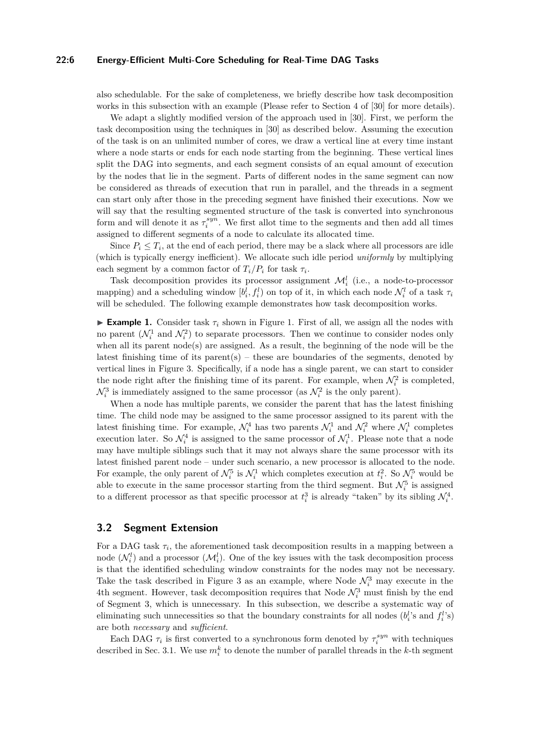also schedulable. For the sake of completeness, we briefly describe how task decomposition works in this subsection with an example (Please refer to Section 4 of [30] for more details).

We adapt a slightly modified version of the approach used in [30]. First, we perform the task decomposition using the techniques in [30] as described below. Assuming the execution of the task is on an unlimited number of cores, we draw a vertical line at every time instant where a node starts or ends for each node starting from the beginning. These vertical lines split the DAG into segments, and each segment consists of an equal amount of execution by the nodes that lie in the segment. Parts of different nodes in the same segment can now be considered as threads of execution that run in parallel, and the threads in a segment can start only after those in the preceding segment have finished their executions. Now we will say that the resulting segmented structure of the task is converted into synchronous form and will denote it as $\tau_i^{syn}$. We first allot time to the segments and then add all times assigned to different segments of a node to calculate its allocated time.

Since $P_i \leq T_i$, at the end of each period, there may be a slack where all processors are idle (which is typically energy inefficient). We allocate such idle period *uniformly* by multiplying each segment by a common factor of $T_i/P_i$ for task $\tau_i$.

Task decomposition provides its processor assignment $\mathcal{M}_i^l$ (i.e., a node-to-processor mapping) and a scheduling window $[b_i^l, f_i^l)$ on top of it, in which each node $\mathcal{N}_i^l$ of a task $\tau_i$ will be scheduled. The following example demonstrates how task decomposition works.

► **Example 1.** Consider task $\tau_i$ shown in Figure 1. First of all, we assign all the nodes with no parent ($\mathcal{N}_i^1$ and $\mathcal{N}_i^2$) to separate processors. Then we continue to consider nodes only when all its parent node(s) are assigned. As a result, the beginning of the node will be the latest finishing time of its parent(s) – these are boundaries of the segments, denoted by vertical lines in Figure 3. Specifically, if a node has a single parent, we can start to consider the node right after the finishing time of its parent. For example, when $\mathcal{N}_i^2$ is completed, $\mathcal{N}_i^3$ is immediately assigned to the same processor (as $\mathcal{N}_i^2$ is the only parent).

When a node has multiple parents, we consider the parent that has the latest finishing time. The child node may be assigned to the same processor assigned to its parent with the latest finishing time. For example, $\mathcal{N}_i^4$ has two parents $\mathcal{N}_i^1$ and $\mathcal{N}_i^2$ where $\mathcal{N}_i^1$ completes execution later. So $\mathcal{N}_i^4$ is assigned to the same processor of $\mathcal{N}_i^1$. Please note that a node may have multiple siblings such that it may not always share the same processor with its latest finished parent node – under such scenario, a new processor is allocated to the node. For example, the only parent of $\mathcal{N}_i^5$ is $\mathcal{N}_i^1$ which completes execution at $t_i^2$. So $\mathcal{N}_i^5$ would be able to execute in the same processor starting from the third segment. But $\mathcal{N}_i^5$ is assigned to a different processor as that specific processor at $t_i^3$ is already "taken" by its sibling $\mathcal{N}_i^4$.

## 3.2 Segment Extension

For a DAG task $\tau_i$, the aforementioned task decomposition results in a mapping between a node ($\mathcal{N}_i^l$) and a processor ($\mathcal{M}_i^l$). One of the key issues with the task decomposition process is that the identified scheduling window constraints for the nodes may not be necessary. Take the task described in Figure 3 as an example, where Node $\mathcal{N}_i^3$ may execute in the 4th segment. However, task decomposition requires that Node $\mathcal{N}_i^3$ must finish by the end of Segment 3, which is unnecessary. In this subsection, we describe a systematic way of eliminating such unnecessities so that the boundary constraints for all nodes ($b_i^l$'s and $f_i^l$'s) are both *necessary* and *sufficient*.

Each DAG $\tau_i$ is first converted to a synchronous form denoted by $\tau_i^{syn}$ with techniques described in Sec. 3.1. We use $m_i^k$ to denote the number of parallel threads in the $k$-th segment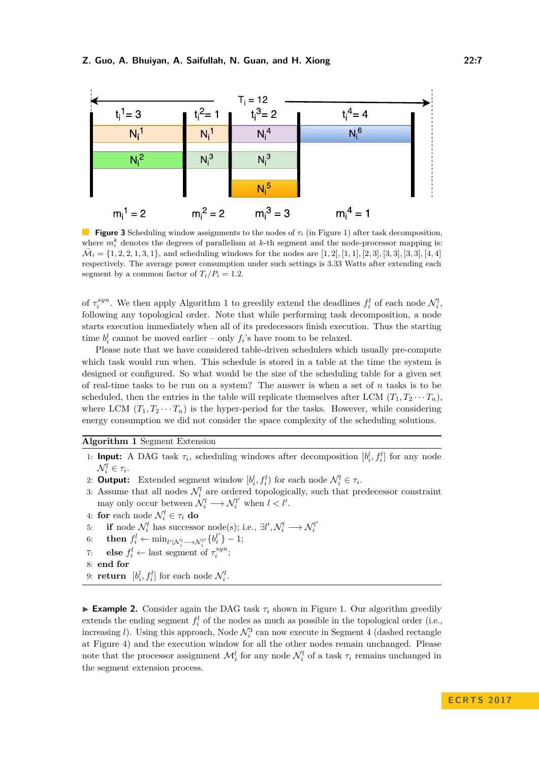**Figure 3** Scheduling window assignments to the nodes of $\tau_i$ (in Figure 1) after task decomposition, where $m_i^k$ denotes the degrees of parallelism at $k$-th segment and the node-processor mapping is: $\bar{\mathcal{M}}_i = \{1, 2, 2, 1, 3, 1\}$, and scheduling windows for the nodes are $[1, 2], [1, 1], [2, 3], [3, 3], [3, 3], [4, 4]$ respectively. The average power consumption under such settings is 3.33 Watts after extending each segment by a common factor of $T_i/P_i = 1.2$.

of $\tau_i^{syn}$. We then apply Algorithm 1 to greedily extend the deadlines $f_i^l$ of each node $\mathcal{N}_i^l$, following any topological order. Note that while performing task decomposition, a node starts execution immediately when all of its predecessors finish execution. Thus the starting time $b_i^l$ cannot be moved earlier – only $f_i$'s have room to be relaxed.

Please note that we have considered table-driven schedulers which usually pre-compute which task would run when. This schedule is stored in a table at the time the system is designed or configured. So what would be the size of the scheduling table for a given set of real-time tasks to be run on a system? The answer is when a set of $n$ tasks is to be scheduled, then the entries in the table will replicate themselves after LCM $(T_1, T_2 \cdots T_n)$, where LCM $(T_1, T_2 \cdots T_n)$ is the hyper-period for the tasks. However, while considering energy consumption we did not consider the space complexity of the scheduling solutions.

**Algorithm 1** Segment Extension

```
1: Input: A DAG task τ_i, scheduling windows after decomposition [b_i^l, f_i^l] for any node N_i^l ∈ τ_i.
2: Output: Extended segment window [b_i^l, f_i^l) for each node N_i^l ∈ τ_i.
3: Assume that all nodes N_i^l are ordered topologically, such that predecessor constraint may only occur between N_i^l ⟶ N_i^{l'} when l < l'.
4: for each node N_i^l ∈ τ_i do
5:    if node N_i^l has successor node(s); i.e., ∃l', N_i^l ⟶ N_i^{l'}
6:    then f_i^l ← min_{l'|N_i^l ⟶ N_i^{l'}} {b_i^{l'}} − 1;
7:    else f_i^l ← last segment of τ_i^{syn};
8: end for
9: return [b_i^l, f_i^l] for each node N_i^l.
```

▶ **Example 2.** Consider again the DAG task $\tau_i$ shown in Figure 1. Our algorithm greedily extends the ending segment $f_i^l$ of the nodes as much as possible in the topological order (i.e., increasing $l$). Using this approach, Node $\mathcal{N}_i^3$ can now execute in Segment 4 (dashed rectangle at Figure 4) and the execution window for all the other nodes remain unchanged. Please note that the processor assignment $\mathcal{M}_i^l$ for any node $\mathcal{N}_i^l$ of a task $\tau_i$ remains unchanged in the segment extension process.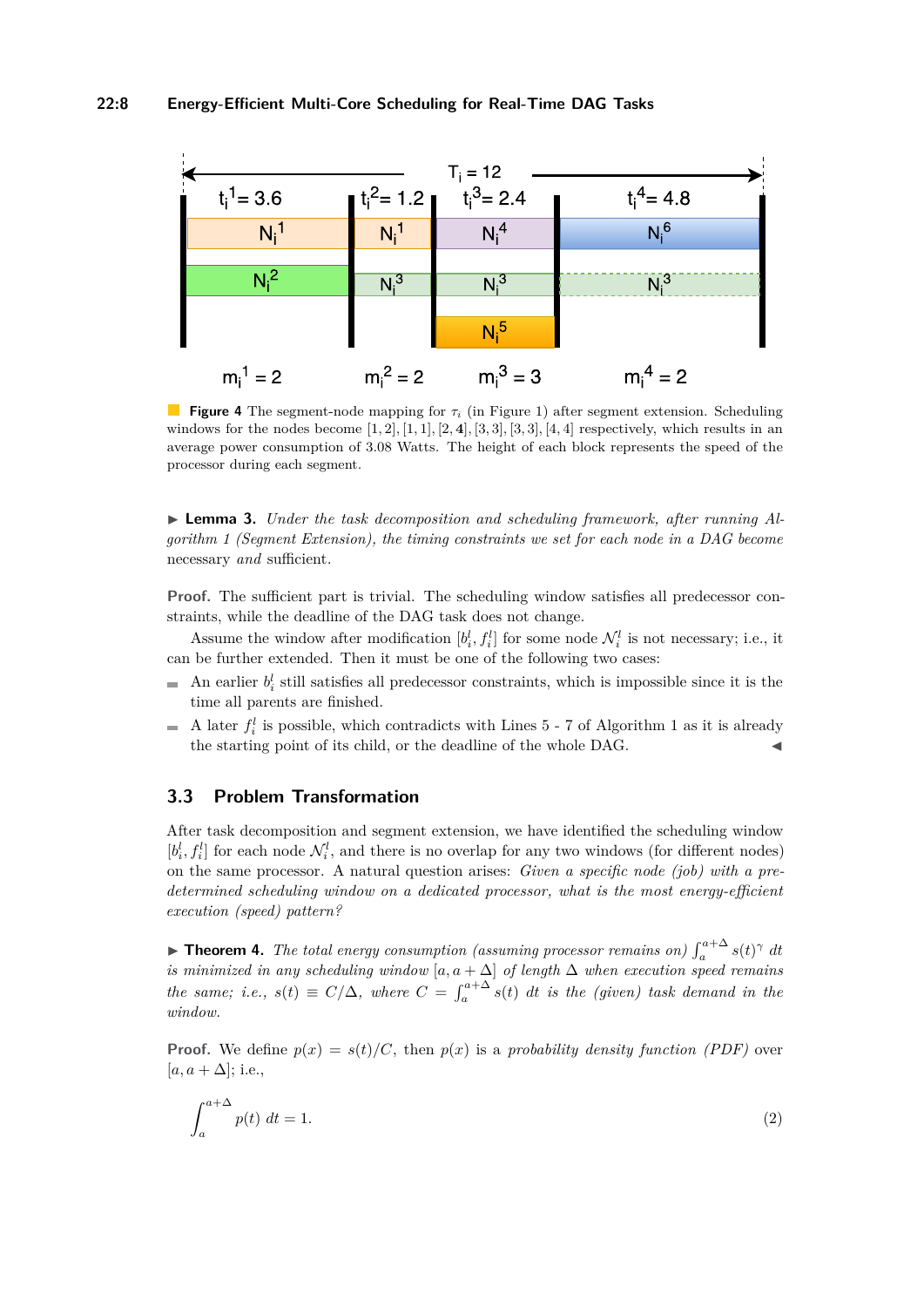**Figure 4** The segment-node mapping for $\tau_i$ (in Figure 1) after segment extension. Scheduling windows for the nodes become $[1, 2], [1, 1], [2, \mathbf{4}], [3, 3], [3, 3], [4, 4]$ respectively, which results in an average power consumption of 3.08 Watts. The height of each block represents the speed of the processor during each segment.

▶ **Lemma 3.** *Under the task decomposition and scheduling framework, after running Algorithm 1 (Segment Extension), the timing constraints we set for each node in a DAG become* necessary *and* sufficient*.*

**Proof.** The sufficient part is trivial. The scheduling window satisfies all predecessor constraints, while the deadline of the DAG task does not change.

Assume the window after modification $[b_i^l, f_i^l]$ for some node $\mathcal{N}_i^l$ is not necessary; i.e., it can be further extended. Then it must be one of the following two cases:

- An earlier $b_i^l$ still satisfies all predecessor constraints, which is impossible since it is the time all parents are finished.
- A later $f_i^l$ is possible, which contradicts with Lines 5 - 7 of Algorithm 1 as it is already the starting point of its child, or the deadline of the whole DAG. ◀

## 3.3 Problem Transformation

After task decomposition and segment extension, we have identified the scheduling window $[b_i^l, f_i^l]$ for each node $\mathcal{N}_i^l$, and there is no overlap for any two windows (for different nodes) on the same processor. A natural question arises: *Given a specific node (job) with a predetermined scheduling window on a dedicated processor, what is the most energy-efficient execution (speed) pattern?*

▶ **Theorem 4.** *The total energy consumption (assuming processor remains on) $\int_a^{a+\Delta} s(t)^\gamma \, dt$ is minimized in any scheduling window $[a, a + \Delta]$ of length $\Delta$ when execution speed remains the same; i.e., $s(t) \equiv C/\Delta$, where $C = \int_a^{a+\Delta} s(t) \, dt$ is the (given) task demand in the window.*

**Proof.** We define $p(x) = s(t)/C$, then $p(x)$ is a *probability density function (PDF)* over $[a, a + \Delta]$; i.e.,

$$\int_a^{a+\Delta} p(t) \, dt = 1. \tag{2}$$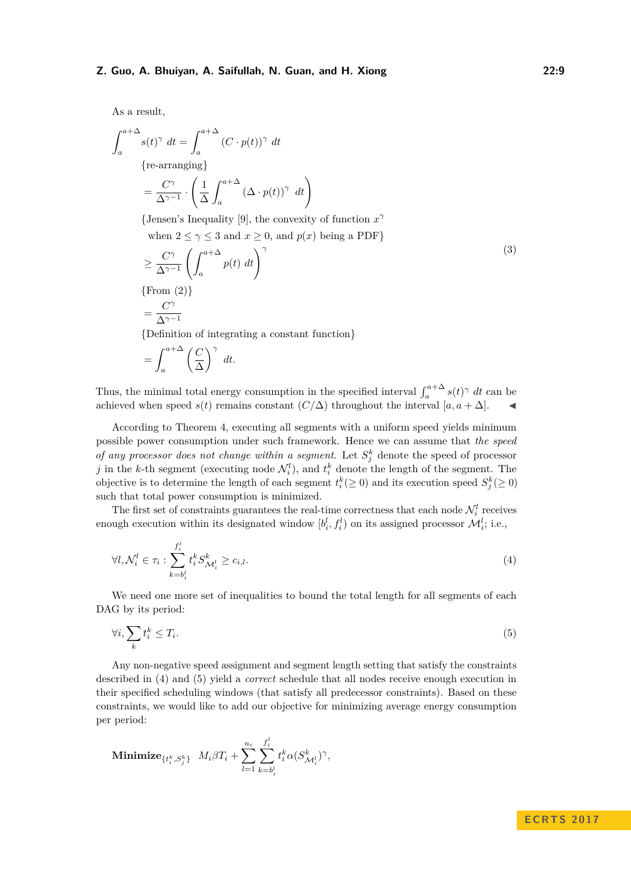As a result,

$$
\begin{aligned}
\int_a^{a+\Delta} s(t)^\gamma \, dt &= \int_a^{a+\Delta} (C \cdot p(t))^\gamma \, dt \\
&\quad \{\text{re-arranging}\} \\
&= \frac{C^\gamma}{\Delta^{\gamma-1}} \cdot \left( \frac{1}{\Delta} \int_a^{a+\Delta} (\Delta \cdot p(t))^\gamma \, dt \right) \\
&\quad \{\text{Jensen's Inequality [9], the convexity of function } x^\gamma \\
&\quad \text{ when } 2 \leq \gamma \leq 3 \text{ and } x \geq 0, \text{ and } p(x) \text{ being a PDF}\} \\
&\geq \frac{C^\gamma}{\Delta^{\gamma-1}} \left( \int_a^{a+\Delta} p(t) \, dt \right)^\gamma \\
&\quad \{\text{From (2)}\} \\
&= \frac{C^\gamma}{\Delta^{\gamma-1}} \\
&\quad \{\text{Definition of integrating a constant function}\} \\
&= \int_a^{a+\Delta} \left( \frac{C}{\Delta} \right)^\gamma \, dt.
\end{aligned} \tag{3}
$$

Thus, the minimal total energy consumption in the specified interval $\int_a^{a+\Delta} s(t)^\gamma \, dt$ can be achieved when speed $s(t)$ remains constant $(C/\Delta)$ throughout the interval $[a, a+\Delta]$. ◀

According to Theorem 4, executing all segments with a uniform speed yields minimum possible power consumption under such framework. Hence we can assume that *the speed of any processor does not change within a segment.* Let $S_j^k$ denote the speed of processor $j$ in the $k$-th segment (executing node $\mathcal{N}_i^l$), and $t_i^k$ denote the length of the segment. The objective is to determine the length of each segment $t_i^k (\geq 0)$ and its execution speed $S_j^k (\geq 0)$ such that total power consumption is minimized.

The first set of constraints guarantees the real-time correctness that each node $\mathcal{N}_i^l$ receives enough execution within its designated window $[b_i^l, f_i^l)$ on its assigned processor $\mathcal{M}_i^l$; i.e.,

$$
\forall l, \mathcal{N}_i^l \in \tau_i : \sum_{k=b_i^l}^{f_i^l} t_i^k S_{\mathcal{M}_i^l}^k \geq c_{i,l}. \tag{4}
$$

We need one more set of inequalities to bound the total length for all segments of each DAG by its period:

$$
\forall i, \sum_k t_i^k \leq T_i. \tag{5}
$$

Any non-negative speed assignment and segment length setting that satisfy the constraints described in (4) and (5) yield a *correct* schedule that all nodes receive enough execution in their specified scheduling windows (that satisfy all predecessor constraints). Based on these constraints, we would like to add our objective for minimizing average energy consumption per period:

$$
\textbf{Minimize}_{\{t_i^k, S_j^k\}} \quad M_i \beta T_i + \sum_{l=1}^{n_i} \sum_{k=b_i^l}^{f_i^l} t_i^k \alpha (S_{\mathcal{M}_i^l}^k)^\gamma,
$$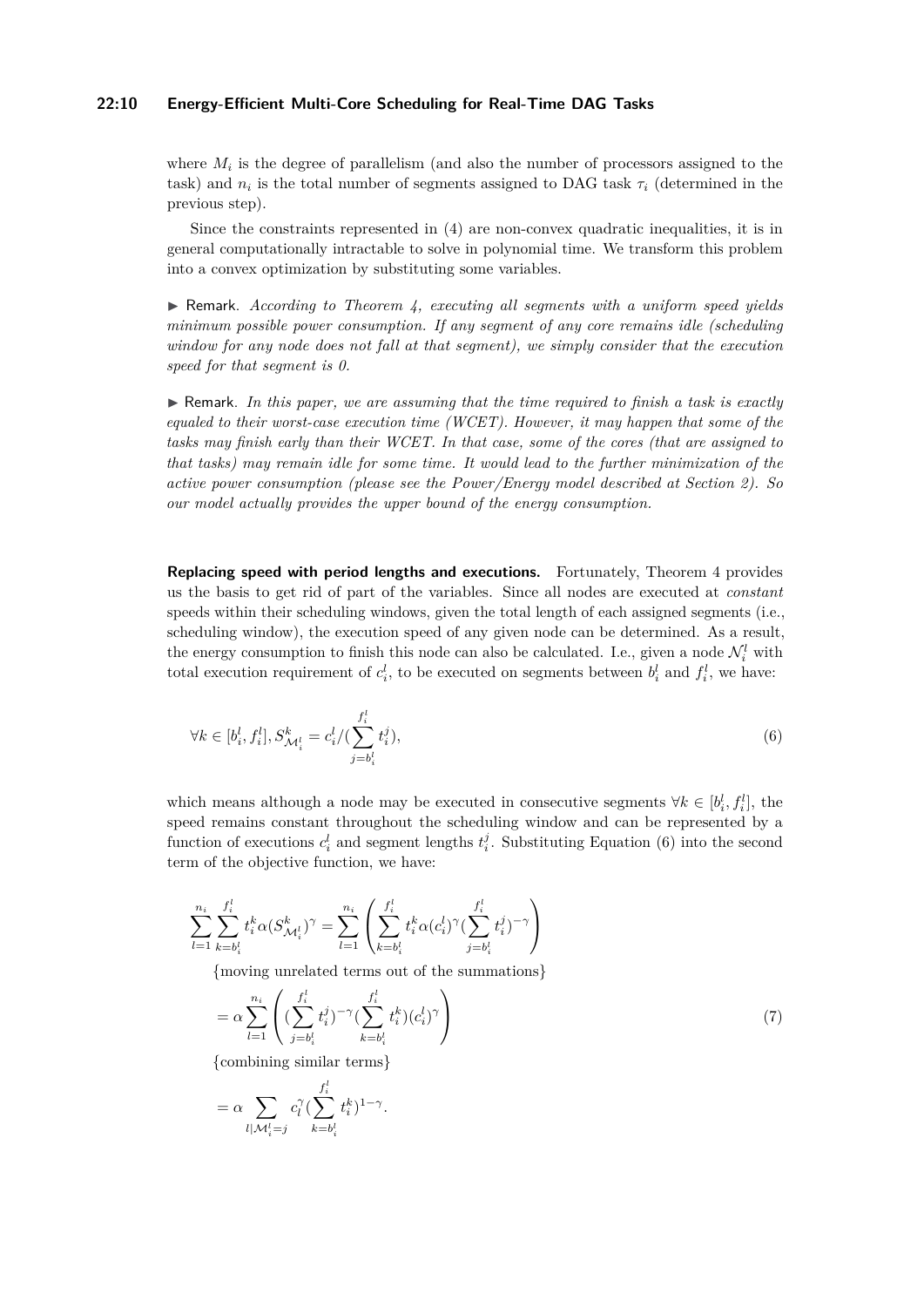where $M_i$ is the degree of parallelism (and also the number of processors assigned to the task) and $n_i$ is the total number of segments assigned to DAG task $\tau_i$ (determined in the previous step).

Since the constraints represented in (4) are non-convex quadratic inequalities, it is in general computationally intractable to solve in polynomial time. We transform this problem into a convex optimization by substituting some variables.

▶ Remark. *According to Theorem 4, executing all segments with a uniform speed yields minimum possible power consumption. If any segment of any core remains idle (scheduling window for any node does not fall at that segment), we simply consider that the execution speed for that segment is 0.*

▶ Remark. *In this paper, we are assuming that the time required to finish a task is exactly equaled to their worst-case execution time (WCET). However, it may happen that some of the tasks may finish early than their WCET. In that case, some of the cores (that are assigned to that tasks) may remain idle for some time. It would lead to the further minimization of the active power consumption (please see the Power/Energy model described at Section 2). So our model actually provides the upper bound of the energy consumption.*

**Replacing speed with period lengths and executions.** Fortunately, Theorem 4 provides us the basis to get rid of part of the variables. Since all nodes are executed at *constant* speeds within their scheduling windows, given the total length of each assigned segments (i.e., scheduling window), the execution speed of any given node can be determined. As a result, the energy consumption to finish this node can also be calculated. I.e., given a node $\mathcal{N}_i^l$ with total execution requirement of $c_i^l$, to be executed on segments between $b_i^l$ and $f_i^l$, we have:

$$\forall k \in [b_i^l, f_i^l], S_{\mathcal{M}_i^l}^k = c_i^l / (\sum_{j=b_i^l}^{f_i^l} t_i^j), \tag{6}$$

which means although a node may be executed in consecutive segments $\forall k \in [b_i^l, f_i^l]$, the speed remains constant throughout the scheduling window and can be represented by a function of executions $c_i^l$ and segment lengths $t_i^j$. Substituting Equation (6) into the second term of the objective function, we have:

$$\begin{aligned}
\sum_{l=1}^{n_i} \sum_{k=b_i^l}^{f_i^l} t_i^k \alpha (S_{\mathcal{M}_i^l}^k)^\gamma &= \sum_{l=1}^{n_i} \left( \sum_{k=b_i^l}^{f_i^l} t_i^k \alpha (c_i^l)^\gamma (\sum_{j=b_i^l}^{f_i^l} t_i^j)^{-\gamma} \right) \\
&\{\text{moving unrelated terms out of the summations}\} \\
&= \alpha \sum_{l=1}^{n_i} \left( (\sum_{j=b_i^l}^{f_i^l} t_i^j)^{-\gamma} (\sum_{k=b_i^l}^{f_i^l} t_i^k)(c_i^l)^\gamma \right) \\
&\{\text{combining similar terms}\} \\
&= \alpha \sum_{l|\mathcal{M}_i^l=j} c_l^\gamma (\sum_{k=b_i^l}^{f_i^l} t_i^k)^{1-\gamma}.
\end{aligned} \tag{7}$$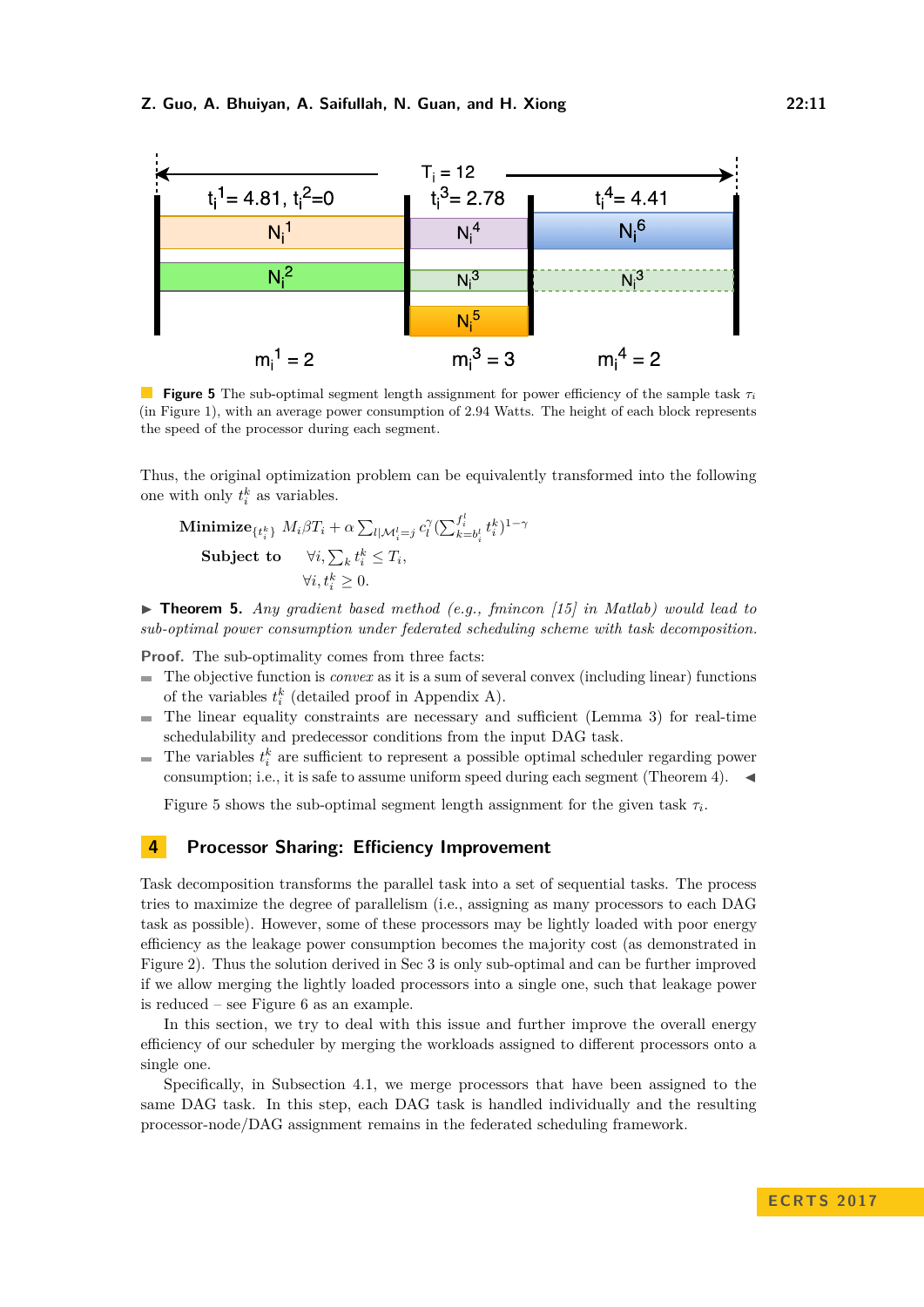Figure 5 The sub-optimal segment length assignment for power efficiency of the sample task $\tau_i$ (in Figure 1), with an average power consumption of 2.94 Watts. The height of each block represents the speed of the processor during each segment.

Thus, the original optimization problem can be equivalently transformed into the following one with only $t_i^k$ as variables.

$$\textbf{Minimize}_{\{t_i^k\}} \; M_i \beta T_i + \alpha \sum_{l|\mathcal{M}_i^l=j} c_l^{\gamma} (\sum_{k=b_i^l}^{f_i^l} t_i^k)^{1-\gamma}$$

$$\textbf{Subject to} \quad \forall i, \sum_k t_i^k \leq T_i,$$

$$\forall i, t_i^k \geq 0.$$

▶ **Theorem 5.** *Any gradient based method (e.g., fmincon [15] in Matlab) would lead to sub-optimal power consumption under federated scheduling scheme with task decomposition.*

**Proof.** The sub-optimality comes from three facts:

- The objective function is *convex* as it is a sum of several convex (including linear) functions of the variables $t_i^k$ (detailed proof in Appendix A).
- The linear equality constraints are necessary and sufficient (Lemma 3) for real-time schedulability and predecessor conditions from the input DAG task.
- The variables $t_i^k$ are sufficient to represent a possible optimal scheduler regarding power consumption; i.e., it is safe to assume uniform speed during each segment (Theorem 4). ◀

Figure 5 shows the sub-optimal segment length assignment for the given task $\tau_i$.

## 4 Processor Sharing: Efficiency Improvement

Task decomposition transforms the parallel task into a set of sequential tasks. The process tries to maximize the degree of parallelism (i.e., assigning as many processors to each DAG task as possible). However, some of these processors may be lightly loaded with poor energy efficiency as the leakage power consumption becomes the majority cost (as demonstrated in Figure 2). Thus the solution derived in Sec 3 is only sub-optimal and can be further improved if we allow merging the lightly loaded processors into a single one, such that leakage power is reduced – see Figure 6 as an example.

In this section, we try to deal with this issue and further improve the overall energy efficiency of our scheduler by merging the workloads assigned to different processors onto a single one.

Specifically, in Subsection 4.1, we merge processors that have been assigned to the same DAG task. In this step, each DAG task is handled individually and the resulting processor-node/DAG assignment remains in the federated scheduling framework.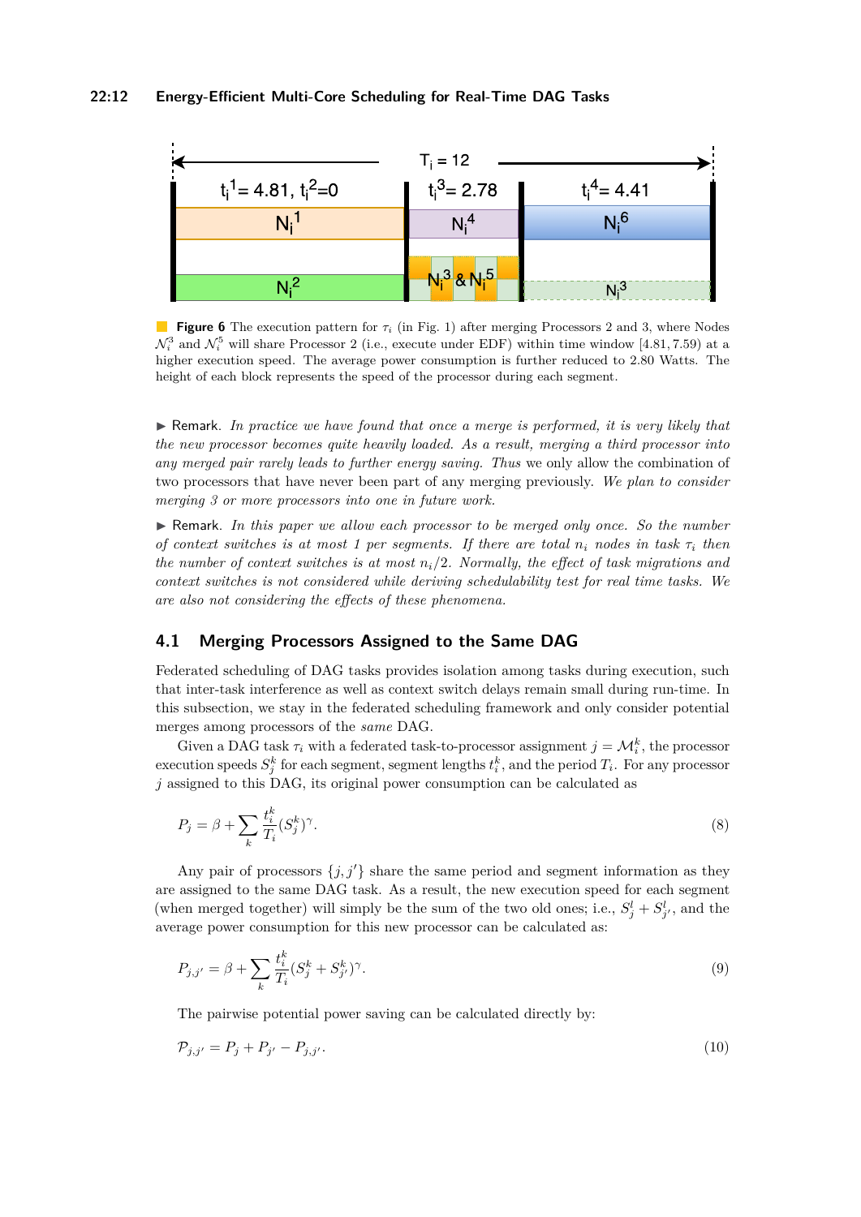**Figure 6** The execution pattern for $\tau_i$ (in Fig. 1) after merging Processors 2 and 3, where Nodes $\mathcal{N}_i^3$ and $\mathcal{N}_i^5$ will share Processor 2 (i.e., execute under EDF) within time window $[4.81, 7.59)$ at a higher execution speed. The average power consumption is further reduced to 2.80 Watts. The height of each block represents the speed of the processor during each segment.

▶ Remark. *In practice we have found that once a merge is performed, it is very likely that the new processor becomes quite heavily loaded. As a result, merging a third processor into any merged pair rarely leads to further energy saving. Thus* we only allow the combination of two processors that have never been part of any merging previously. *We plan to consider merging 3 or more processors into one in future work.*

▶ Remark. *In this paper we allow each processor to be merged only once. So the number of context switches is at most 1 per segments. If there are total $n_i$ nodes in task $\tau_i$ then the number of context switches is at most $n_i/2$. Normally, the effect of task migrations and context switches is not considered while deriving schedulability test for real time tasks. We are also not considering the effects of these phenomena.*

## 4.1 Merging Processors Assigned to the Same DAG

Federated scheduling of DAG tasks provides isolation among tasks during execution, such that inter-task interference as well as context switch delays remain small during run-time. In this subsection, we stay in the federated scheduling framework and only consider potential merges among processors of the *same* DAG.

Given a DAG task $\tau_i$ with a federated task-to-processor assignment $j = \mathcal{M}_i^k$, the processor execution speeds $S_j^k$ for each segment, segment lengths $t_i^k$, and the period $T_i$. For any processor $j$ assigned to this DAG, its original power consumption can be calculated as

$$P_j = \beta + \sum_k \frac{t_i^k}{T_i}(S_j^k)^\gamma. \tag{8}$$

Any pair of processors $\{j, j'\}$ share the same period and segment information as they are assigned to the same DAG task. As a result, the new execution speed for each segment (when merged together) will simply be the sum of the two old ones; i.e., $S_j^l + S_{j'}^l$, and the average power consumption for this new processor can be calculated as:

$$P_{j,j'} = \beta + \sum_k \frac{t_i^k}{T_i}(S_j^k + S_{j'}^k)^\gamma. \tag{9}$$

The pairwise potential power saving can be calculated directly by:

$$\mathcal{P}_{j,j'} = P_j + P_{j'} - P_{j,j'}. \tag{10}$$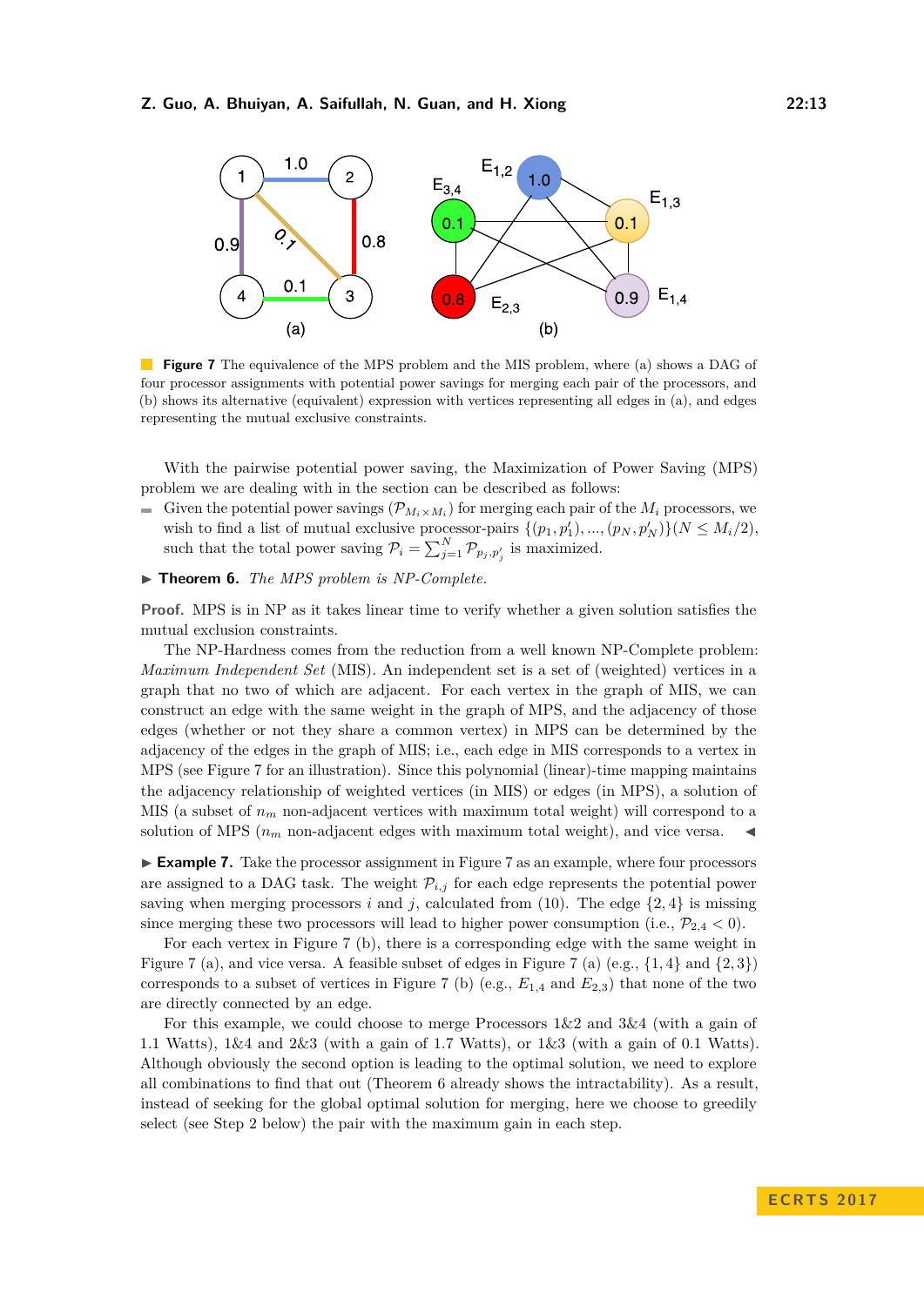**Figure 7** The equivalence of the MPS problem and the MIS problem, where (a) shows a DAG of four processor assignments with potential power savings for merging each pair of the processors, and (b) shows its alternative (equivalent) expression with vertices representing all edges in (a), and edges representing the mutual exclusive constraints.

With the pairwise potential power saving, the Maximization of Power Saving (MPS) problem we are dealing with in the section can be described as follows:

- Given the potential power savings ($\mathcal{P}_{M_i \times M_i}$) for merging each pair of the $M_i$ processors, we wish to find a list of mutual exclusive processor-pairs $\{(p_1, p_1'), ..., (p_N, p_N')\}(N \leq M_i/2)$, such that the total power saving $\mathcal{P}_i = \sum_{j=1}^{N} \mathcal{P}_{p_j, p_j'}$ is maximized.

▶ **Theorem 6.** *The MPS problem is NP-Complete.*

**Proof.** MPS is in NP as it takes linear time to verify whether a given solution satisfies the mutual exclusion constraints.

The NP-Hardness comes from the reduction from a well known NP-Complete problem: *Maximum Independent Set* (MIS). An independent set is a set of (weighted) vertices in a graph that no two of which are adjacent. For each vertex in the graph of MIS, we can construct an edge with the same weight in the graph of MPS, and the adjacency of those edges (whether or not they share a common vertex) in MPS can be determined by the adjacency of the edges in the graph of MIS; i.e., each edge in MIS corresponds to a vertex in MPS (see Figure 7 for an illustration). Since this polynomial (linear)-time mapping maintains the adjacency relationship of weighted vertices (in MIS) or edges (in MPS), a solution of MIS (a subset of $n_m$ non-adjacent vertices with maximum total weight) will correspond to a solution of MPS ($n_m$ non-adjacent edges with maximum total weight), and vice versa. ◀

▶ **Example 7.** Take the processor assignment in Figure 7 as an example, where four processors are assigned to a DAG task. The weight $\mathcal{P}_{i,j}$ for each edge represents the potential power saving when merging processors $i$ and $j$, calculated from (10). The edge $\{2, 4\}$ is missing since merging these two processors will lead to higher power consumption (i.e., $\mathcal{P}_{2,4} < 0$).

For each vertex in Figure 7 (b), there is a corresponding edge with the same weight in Figure 7 (a), and vice versa. A feasible subset of edges in Figure 7 (a) (e.g., $\{1, 4\}$ and $\{2, 3\}$) corresponds to a subset of vertices in Figure 7 (b) (e.g., $E_{1,4}$ and $E_{2,3}$) that none of the two are directly connected by an edge.

For this example, we could choose to merge Processors 1&2 and 3&4 (with a gain of 1.1 Watts), 1&4 and 2&3 (with a gain of 1.7 Watts), or 1&3 (with a gain of 0.1 Watts). Although obviously the second option is leading to the optimal solution, we need to explore all combinations to find that out (Theorem 6 already shows the intractability). As a result, instead of seeking for the global optimal solution for merging, here we choose to greedily select (see Step 2 below) the pair with the maximum gain in each step.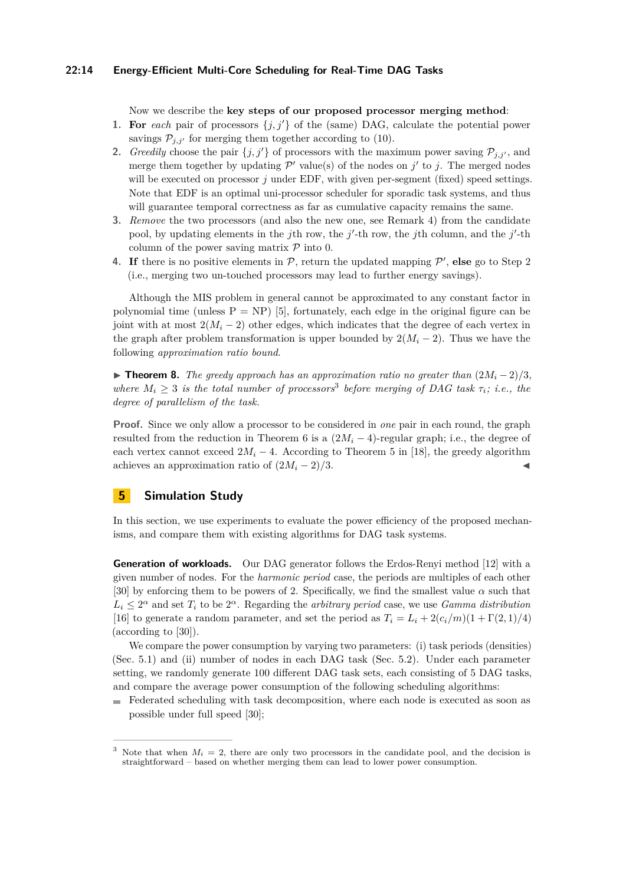Now we describe the **key steps of our proposed processor merging method**:

1. **For** *each* pair of processors $\{j, j'\}$ of the (same) DAG, calculate the potential power savings $\mathcal{P}_{j,j'}$ for merging them together according to (10).
2. *Greedily* choose the pair $\{j, j'\}$ of processors with the maximum power saving $\mathcal{P}_{j,j'}$, and merge them together by updating $\mathcal{P}'$ value(s) of the nodes on $j'$ to $j$. The merged nodes will be executed on processor $j$ under EDF, with given per-segment (fixed) speed settings. Note that EDF is an optimal uni-processor scheduler for sporadic task systems, and thus will guarantee temporal correctness as far as cumulative capacity remains the same.
3. *Remove* the two processors (and also the new one, see Remark 4) from the candidate pool, by updating elements in the $j$th row, the $j'$-th row, the $j$th column, and the $j'$-th column of the power saving matrix $\mathcal{P}$ into 0.
4. **If** there is no positive elements in $\mathcal{P}$, return the updated mapping $\mathcal{P}'$, **else** go to Step 2 (i.e., merging two un-touched processors may lead to further energy savings).

Although the MIS problem in general cannot be approximated to any constant factor in polynomial time (unless P = NP) [5], fortunately, each edge in the original figure can be joint with at most $2(M_i - 2)$ other edges, which indicates that the degree of each vertex in the graph after problem transformation is upper bounded by $2(M_i - 2)$. Thus we have the following *approximation ratio bound*.

▶ **Theorem 8.** *The greedy approach has an approximation ratio no greater than* $(2M_i - 2)/3$*, where* $M_i \geq 3$ *is the total number of processors*[3] *before merging of DAG task* $\tau_i$*; i.e., the degree of parallelism of the task.*

**Proof.** Since we only allow a processor to be considered in *one* pair in each round, the graph resulted from the reduction in Theorem 6 is a $(2M_i - 4)$-regular graph; i.e., the degree of each vertex cannot exceed $2M_i - 4$. According to Theorem 5 in [18], the greedy algorithm achieves an approximation ratio of $(2M_i - 2)/3$. ◀

## 5 Simulation Study

In this section, we use experiments to evaluate the power efficiency of the proposed mechanisms, and compare them with existing algorithms for DAG task systems.

**Generation of workloads.** Our DAG generator follows the Erdos-Renyi method [12] with a given number of nodes. For the *harmonic period* case, the periods are multiples of each other [30] by enforcing them to be powers of 2. Specifically, we find the smallest value $\alpha$ such that $L_i \leq 2^\alpha$ and set $T_i$ to be $2^\alpha$. Regarding the *arbitrary period* case, we use *Gamma distribution* [16] to generate a random parameter, and set the period as $T_i = L_i + 2(c_i/m)(1 + \Gamma(2, 1)/4)$ (according to [30]).

We compare the power consumption by varying two parameters: (i) task periods (densities) (Sec. 5.1) and (ii) number of nodes in each DAG task (Sec. 5.2). Under each parameter setting, we randomly generate 100 different DAG task sets, each consisting of 5 DAG tasks, and compare the average power consumption of the following scheduling algorithms:

- Federated scheduling with task decomposition, where each node is executed as soon as possible under full speed [30];

---

[3] Note that when $M_i = 2$, there are only two processors in the candidate pool, and the decision is straightforward – based on whether merging them can lead to lower power consumption.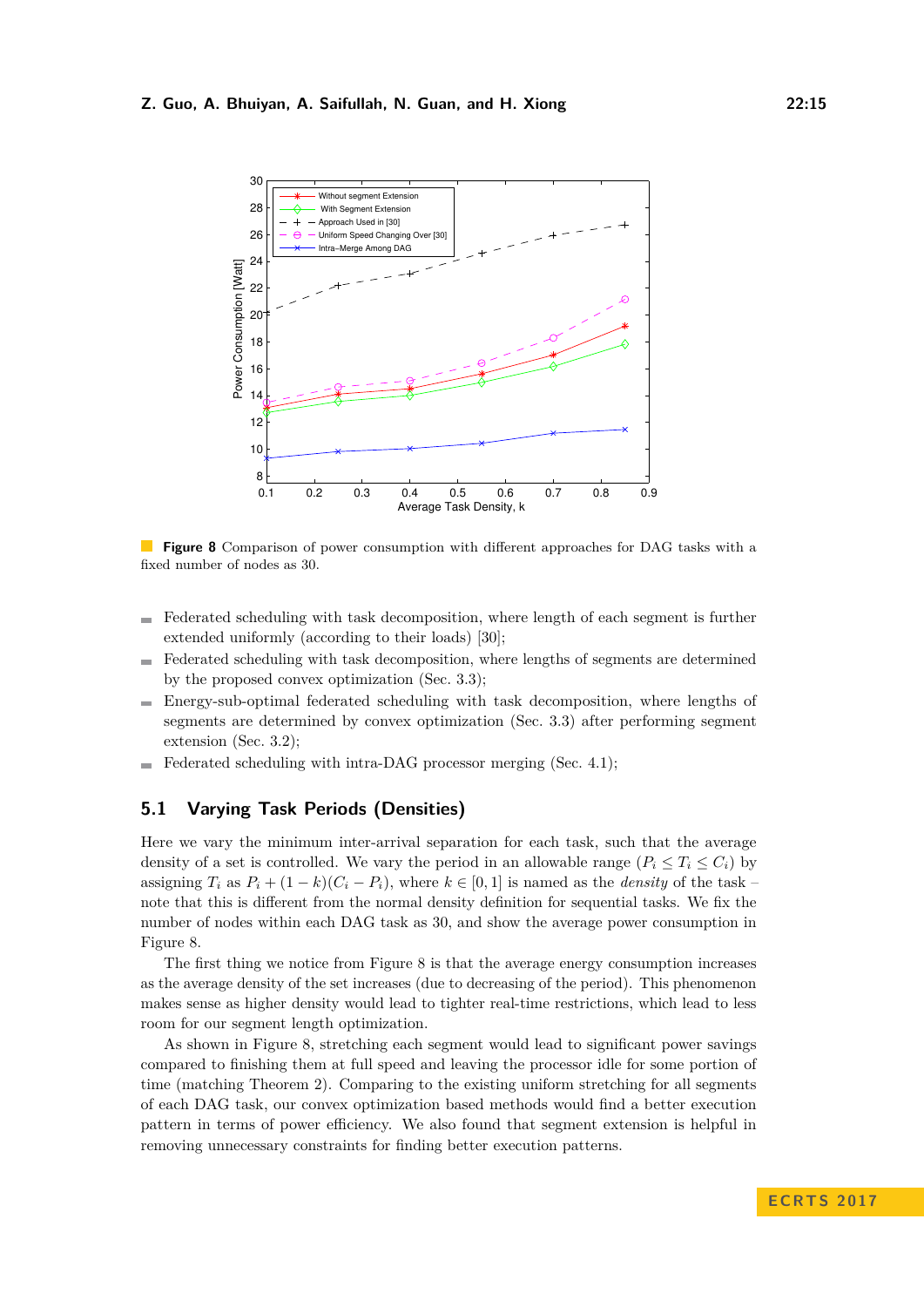**Figure 8** Comparison of power consumption with different approaches for DAG tasks with a fixed number of nodes as 30.

- Federated scheduling with task decomposition, where length of each segment is further extended uniformly (according to their loads) [30];
- Federated scheduling with task decomposition, where lengths of segments are determined by the proposed convex optimization (Sec. 3.3);
- Energy-sub-optimal federated scheduling with task decomposition, where lengths of segments are determined by convex optimization (Sec. 3.3) after performing segment extension (Sec. 3.2);
- Federated scheduling with intra-DAG processor merging (Sec. 4.1);

## 5.1 Varying Task Periods (Densities)

Here we vary the minimum inter-arrival separation for each task, such that the average density of a set is controlled. We vary the period in an allowable range ($P_i \leq T_i \leq C_i$) by assigning $T_i$ as $P_i + (1-k)(C_i - P_i)$, where $k \in [0,1]$ is named as the *density* of the task – note that this is different from the normal density definition for sequential tasks. We fix the number of nodes within each DAG task as 30, and show the average power consumption in Figure 8.

The first thing we notice from Figure 8 is that the average energy consumption increases as the average density of the set increases (due to decreasing of the period). This phenomenon makes sense as higher density would lead to tighter real-time restrictions, which lead to less room for our segment length optimization.

As shown in Figure 8, stretching each segment would lead to significant power savings compared to finishing them at full speed and leaving the processor idle for some portion of time (matching Theorem 2). Comparing to the existing uniform stretching for all segments of each DAG task, our convex optimization based methods would find a better execution pattern in terms of power efficiency. We also found that segment extension is helpful in removing unnecessary constraints for finding better execution patterns.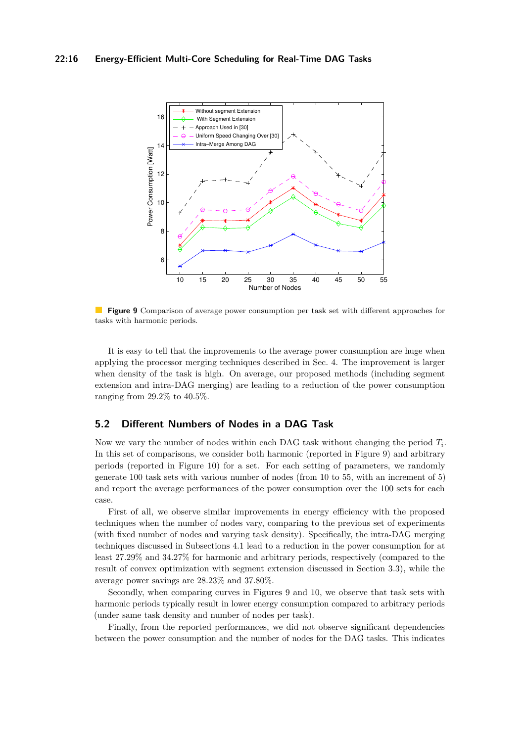**Figure 9** Comparison of average power consumption per task set with different approaches for tasks with harmonic periods.

It is easy to tell that the improvements to the average power consumption are huge when applying the processor merging techniques described in Sec. 4. The improvement is larger when density of the task is high. On average, our proposed methods (including segment extension and intra-DAG merging) are leading to a reduction of the power consumption ranging from 29.2% to 40.5%.

## 5.2 Different Numbers of Nodes in a DAG Task

Now we vary the number of nodes within each DAG task without changing the period $T_i$. In this set of comparisons, we consider both harmonic (reported in Figure 9) and arbitrary periods (reported in Figure 10) for a set. For each setting of parameters, we randomly generate 100 task sets with various number of nodes (from 10 to 55, with an increment of 5) and report the average performances of the power consumption over the 100 sets for each case.

First of all, we observe similar improvements in energy efficiency with the proposed techniques when the number of nodes vary, comparing to the previous set of experiments (with fixed number of nodes and varying task density). Specifically, the intra-DAG merging techniques discussed in Subsections 4.1 lead to a reduction in the power consumption for at least 27.29% and 34.27% for harmonic and arbitrary periods, respectively (compared to the result of convex optimization with segment extension discussed in Section 3.3), while the average power savings are 28.23% and 37.80%.

Secondly, when comparing curves in Figures 9 and 10, we observe that task sets with harmonic periods typically result in lower energy consumption compared to arbitrary periods (under same task density and number of nodes per task).

Finally, from the reported performances, we did not observe significant dependencies between the power consumption and the number of nodes for the DAG tasks. This indicates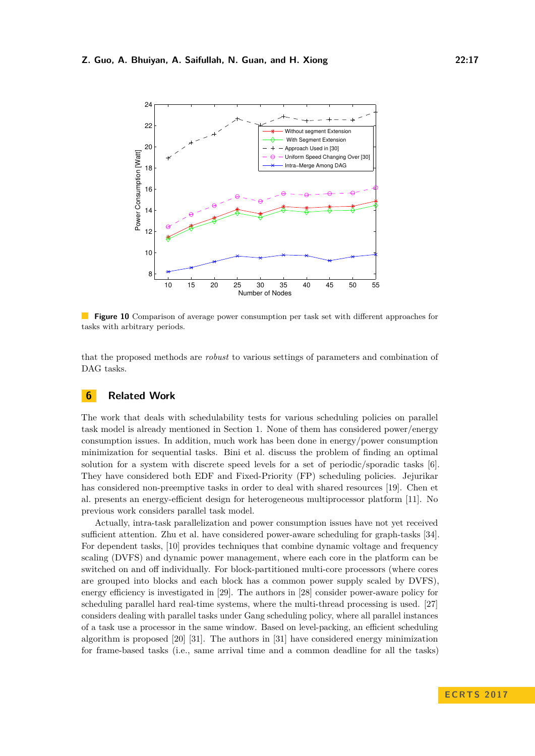**Figure 10** Comparison of average power consumption per task set with different approaches for tasks with arbitrary periods.

that the proposed methods are *robust* to various settings of parameters and combination of DAG tasks.

## 6 Related Work

The work that deals with schedulability tests for various scheduling policies on parallel task model is already mentioned in Section 1. None of them has considered power/energy consumption issues. In addition, much work has been done in energy/power consumption minimization for sequential tasks. Bini et al. discuss the problem of finding an optimal solution for a system with discrete speed levels for a set of periodic/sporadic tasks [6]. They have considered both EDF and Fixed-Priority (FP) scheduling policies. Jejurikar has considered non-preemptive tasks in order to deal with shared resources [19]. Chen et al. presents an energy-efficient design for heterogeneous multiprocessor platform [11]. No previous work considers parallel task model.

Actually, intra-task parallelization and power consumption issues have not yet received sufficient attention. Zhu et al. have considered power-aware scheduling for graph-tasks [34]. For dependent tasks, [10] provides techniques that combine dynamic voltage and frequency scaling (DVFS) and dynamic power management, where each core in the platform can be switched on and off individually. For block-partitioned multi-core processors (where cores are grouped into blocks and each block has a common power supply scaled by DVFS), energy efficiency is investigated in [29]. The authors in [28] consider power-aware policy for scheduling parallel hard real-time systems, where the multi-thread processing is used. [27] considers dealing with parallel tasks under Gang scheduling policy, where all parallel instances of a task use a processor in the same window. Based on level-packing, an efficient scheduling algorithm is proposed [20] [31]. The authors in [31] have considered energy minimization for frame-based tasks (i.e., same arrival time and a common deadline for all the tasks)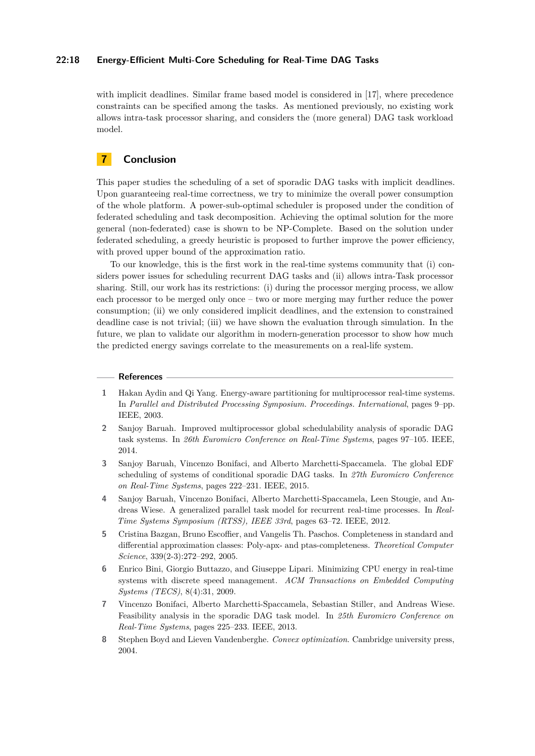with implicit deadlines. Similar frame based model is considered in [17], where precedence constraints can be specified among the tasks. As mentioned previously, no existing work allows intra-task processor sharing, and considers the (more general) DAG task workload model.

## 7 Conclusion

This paper studies the scheduling of a set of sporadic DAG tasks with implicit deadlines. Upon guaranteeing real-time correctness, we try to minimize the overall power consumption of the whole platform. A power-sub-optimal scheduler is proposed under the condition of federated scheduling and task decomposition. Achieving the optimal solution for the more general (non-federated) case is shown to be NP-Complete. Based on the solution under federated scheduling, a greedy heuristic is proposed to further improve the power efficiency, with proved upper bound of the approximation ratio.

To our knowledge, this is the first work in the real-time systems community that (i) considers power issues for scheduling recurrent DAG tasks and (ii) allows intra-Task processor sharing. Still, our work has its restrictions: (i) during the processor merging process, we allow each processor to be merged only once – two or more merging may further reduce the power consumption; (ii) we only considered implicit deadlines, and the extension to constrained deadline case is not trivial; (iii) we have shown the evaluation through simulation. In the future, we plan to validate our algorithm in modern-generation processor to show how much the predicted energy savings correlate to the measurements on a real-life system.

## References

1. Hakan Aydin and Qi Yang. Energy-aware partitioning for multiprocessor real-time systems. In *Parallel and Distributed Processing Symposium. Proceedings. International*, pages 9–pp. IEEE, 2003.
2. Sanjoy Baruah. Improved multiprocessor global schedulability analysis of sporadic DAG task systems. In *26th Euromicro Conference on Real-Time Systems*, pages 97–105. IEEE, 2014.
3. Sanjoy Baruah, Vincenzo Bonifaci, and Alberto Marchetti-Spaccamela. The global EDF scheduling of systems of conditional sporadic DAG tasks. In *27th Euromicro Conference on Real-Time Systems*, pages 222–231. IEEE, 2015.
4. Sanjoy Baruah, Vincenzo Bonifaci, Alberto Marchetti-Spaccamela, Leen Stougie, and Andreas Wiese. A generalized parallel task model for recurrent real-time processes. In *Real-Time Systems Symposium (RTSS), IEEE 33rd*, pages 63–72. IEEE, 2012.
5. Cristina Bazgan, Bruno Escoffier, and Vangelis Th. Paschos. Completeness in standard and differential approximation classes: Poly-apx- and ptas-completeness. *Theoretical Computer Science*, 339(2-3):272–292, 2005.
6. Enrico Bini, Giorgio Buttazzo, and Giuseppe Lipari. Minimizing CPU energy in real-time systems with discrete speed management. *ACM Transactions on Embedded Computing Systems (TECS)*, 8(4):31, 2009.
7. Vincenzo Bonifaci, Alberto Marchetti-Spaccamela, Sebastian Stiller, and Andreas Wiese. Feasibility analysis in the sporadic DAG task model. In *25th Euromicro Conference on Real-Time Systems*, pages 225–233. IEEE, 2013.
8. Stephen Boyd and Lieven Vandenberghe. *Convex optimization*. Cambridge university press, 2004.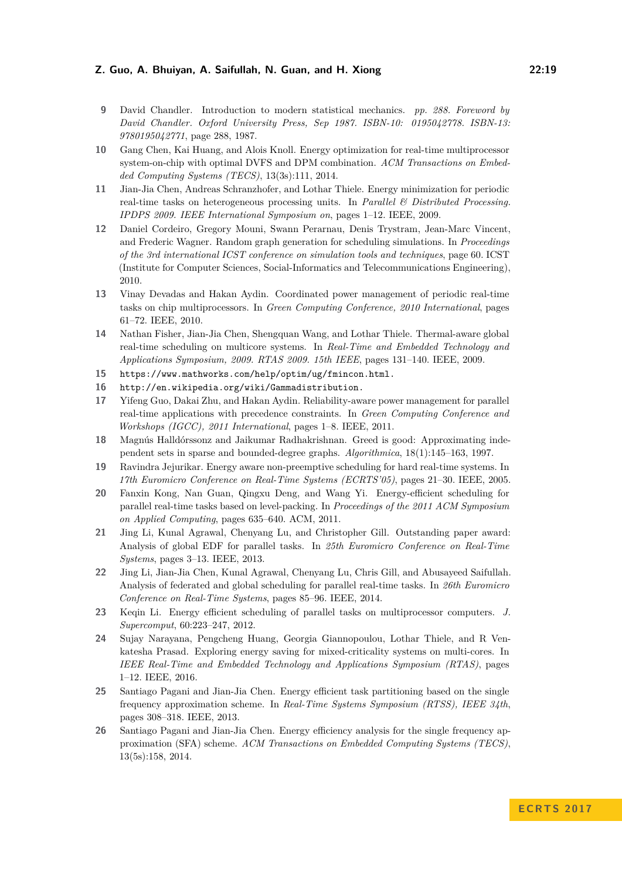9. David Chandler. Introduction to modern statistical mechanics. *pp. 288. Foreword by David Chandler. Oxford University Press, Sep 1987. ISBN-10: 0195042778. ISBN-13: 9780195042771*, page 288, 1987.
10. Gang Chen, Kai Huang, and Alois Knoll. Energy optimization for real-time multiprocessor system-on-chip with optimal DVFS and DPM combination. *ACM Transactions on Embedded Computing Systems (TECS)*, 13(3s):111, 2014.
11. Jian-Jia Chen, Andreas Schranzhofer, and Lothar Thiele. Energy minimization for periodic real-time tasks on heterogeneous processing units. In *Parallel & Distributed Processing. IPDPS 2009. IEEE International Symposium on*, pages 1–12. IEEE, 2009.
12. Daniel Cordeiro, Gregory Mouni, Swann Perarnau, Denis Trystram, Jean-Marc Vincent, and Frederic Wagner. Random graph generation for scheduling simulations. In *Proceedings of the 3rd international ICST conference on simulation tools and techniques*, page 60. ICST (Institute for Computer Sciences, Social-Informatics and Telecommunications Engineering), 2010.
13. Vinay Devadas and Hakan Aydin. Coordinated power management of periodic real-time tasks on chip multiprocessors. In *Green Computing Conference, 2010 International*, pages 61–72. IEEE, 2010.
14. Nathan Fisher, Jian-Jia Chen, Shengquan Wang, and Lothar Thiele. Thermal-aware global real-time scheduling on multicore systems. In *Real-Time and Embedded Technology and Applications Symposium, 2009. RTAS 2009. 15th IEEE*, pages 131–140. IEEE, 2009.
15. `https://www.mathworks.com/help/optim/ug/fmincon.html`.
16. `http://en.wikipedia.org/wiki/Gammadistribution`.
17. Yifeng Guo, Dakai Zhu, and Hakan Aydin. Reliability-aware power management for parallel real-time applications with precedence constraints. In *Green Computing Conference and Workshops (IGCC), 2011 International*, pages 1–8. IEEE, 2011.
18. Magnús Halldórssonz and Jaikumar Radhakrishnan. Greed is good: Approximating independent sets in sparse and bounded-degree graphs. *Algorithmica*, 18(1):145–163, 1997.
19. Ravindra Jejurikar. Energy aware non-preemptive scheduling for hard real-time systems. In *17th Euromicro Conference on Real-Time Systems (ECRTS'05)*, pages 21–30. IEEE, 2005.
20. Fanxin Kong, Nan Guan, Qingxu Deng, and Wang Yi. Energy-efficient scheduling for parallel real-time tasks based on level-packing. In *Proceedings of the 2011 ACM Symposium on Applied Computing*, pages 635–640. ACM, 2011.
21. Jing Li, Kunal Agrawal, Chenyang Lu, and Christopher Gill. Outstanding paper award: Analysis of global EDF for parallel tasks. In *25th Euromicro Conference on Real-Time Systems*, pages 3–13. IEEE, 2013.
22. Jing Li, Jian-Jia Chen, Kunal Agrawal, Chenyang Lu, Chris Gill, and Abusayeed Saifullah. Analysis of federated and global scheduling for parallel real-time tasks. In *26th Euromicro Conference on Real-Time Systems*, pages 85–96. IEEE, 2014.
23. Keqin Li. Energy efficient scheduling of parallel tasks on multiprocessor computers. *J. Supercomput*, 60:223–247, 2012.
24. Sujay Narayana, Pengcheng Huang, Georgia Giannopoulou, Lothar Thiele, and R Venkatesha Prasad. Exploring energy saving for mixed-criticality systems on multi-cores. In *IEEE Real-Time and Embedded Technology and Applications Symposium (RTAS)*, pages 1–12. IEEE, 2016.
25. Santiago Pagani and Jian-Jia Chen. Energy efficient task partitioning based on the single frequency approximation scheme. In *Real-Time Systems Symposium (RTSS), IEEE 34th*, pages 308–318. IEEE, 2013.
26. Santiago Pagani and Jian-Jia Chen. Energy efficiency analysis for the single frequency approximation (SFA) scheme. *ACM Transactions on Embedded Computing Systems (TECS)*, 13(5s):158, 2014.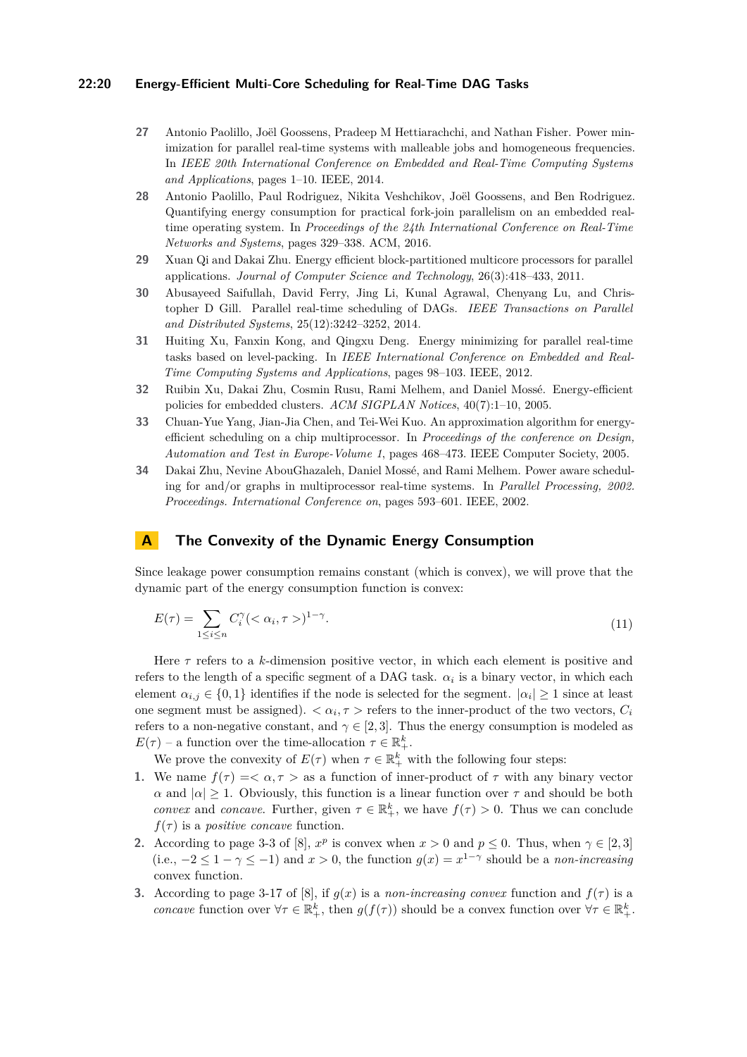27 Antonio Paolillo, Joël Goossens, Pradeep M Hettiarachchi, and Nathan Fisher. Power minimization for parallel real-time systems with malleable jobs and homogeneous frequencies. In *IEEE 20th International Conference on Embedded and Real-Time Computing Systems and Applications*, pages 1–10. IEEE, 2014.

28 Antonio Paolillo, Paul Rodriguez, Nikita Veshchikov, Joël Goossens, and Ben Rodriguez. Quantifying energy consumption for practical fork-join parallelism on an embedded real-time operating system. In *Proceedings of the 24th International Conference on Real-Time Networks and Systems*, pages 329–338. ACM, 2016.

29 Xuan Qi and Dakai Zhu. Energy efficient block-partitioned multicore processors for parallel applications. *Journal of Computer Science and Technology*, 26(3):418–433, 2011.

30 Abusayeed Saifullah, David Ferry, Jing Li, Kunal Agrawal, Chenyang Lu, and Christopher D Gill. Parallel real-time scheduling of DAGs. *IEEE Transactions on Parallel and Distributed Systems*, 25(12):3242–3252, 2014.

31 Huiting Xu, Fanxin Kong, and Qingxu Deng. Energy minimizing for parallel real-time tasks based on level-packing. In *IEEE International Conference on Embedded and Real-Time Computing Systems and Applications*, pages 98–103. IEEE, 2012.

32 Ruibin Xu, Dakai Zhu, Cosmin Rusu, Rami Melhem, and Daniel Mossé. Energy-efficient policies for embedded clusters. *ACM SIGPLAN Notices*, 40(7):1–10, 2005.

33 Chuan-Yue Yang, Jian-Jia Chen, and Tei-Wei Kuo. An approximation algorithm for energy-efficient scheduling on a chip multiprocessor. In *Proceedings of the conference on Design, Automation and Test in Europe-Volume 1*, pages 468–473. IEEE Computer Society, 2005.

34 Dakai Zhu, Nevine AbouGhazaleh, Daniel Mossé, and Rami Melhem. Power aware scheduling for and/or graphs in multiprocessor real-time systems. In *Parallel Processing, 2002. Proceedings. International Conference on*, pages 593–601. IEEE, 2002.

# A The Convexity of the Dynamic Energy Consumption

Since leakage power consumption remains constant (which is convex), we will prove that the dynamic part of the energy consumption function is convex:

$$E(\tau) = \sum_{1 \le i \le n} C_i^{\gamma} (<\alpha_i, \tau>)^{1-\gamma}. \tag{11}$$

Here $\tau$ refers to a $k$-dimension positive vector, in which each element is positive and refers to the length of a specific segment of a DAG task. $\alpha_i$ is a binary vector, in which each element $\alpha_{i,j} \in \{0, 1\}$ identifies if the node is selected for the segment. $|\alpha_i| \ge 1$ since at least one segment must be assigned). $<\alpha_i, \tau>$ refers to the inner-product of the two vectors, $C_i$ refers to a non-negative constant, and $\gamma \in [2, 3]$. Thus the energy consumption is modeled as $E(\tau)$ – a function over the time-allocation $\tau \in \mathbb{R}^k_+$.

We prove the convexity of $E(\tau)$ when $\tau \in \mathbb{R}^k_+$ with the following four steps:

1. We name $f(\tau) = <\alpha, \tau>$ as a function of inner-product of $\tau$ with any binary vector $\alpha$ and $|\alpha| \ge 1$. Obviously, this function is a linear function over $\tau$ and should be both *convex* and *concave*. Further, given $\tau \in \mathbb{R}^k_+$, we have $f(\tau) > 0$. Thus we can conclude $f(\tau)$ is a *positive concave* function.
2. According to page 3-3 of [8], $x^p$ is convex when $x > 0$ and $p \le 0$. Thus, when $\gamma \in [2, 3]$ (i.e., $-2 \le 1 - \gamma \le -1$) and $x > 0$, the function $g(x) = x^{1-\gamma}$ should be a *non-increasing* convex function.
3. According to page 3-17 of [8], if $g(x)$ is a *non-increasing convex* function and $f(\tau)$ is a *concave* function over $\forall \tau \in \mathbb{R}^k_+$, then $g(f(\tau))$ should be a convex function over $\forall \tau \in \mathbb{R}^k_+$.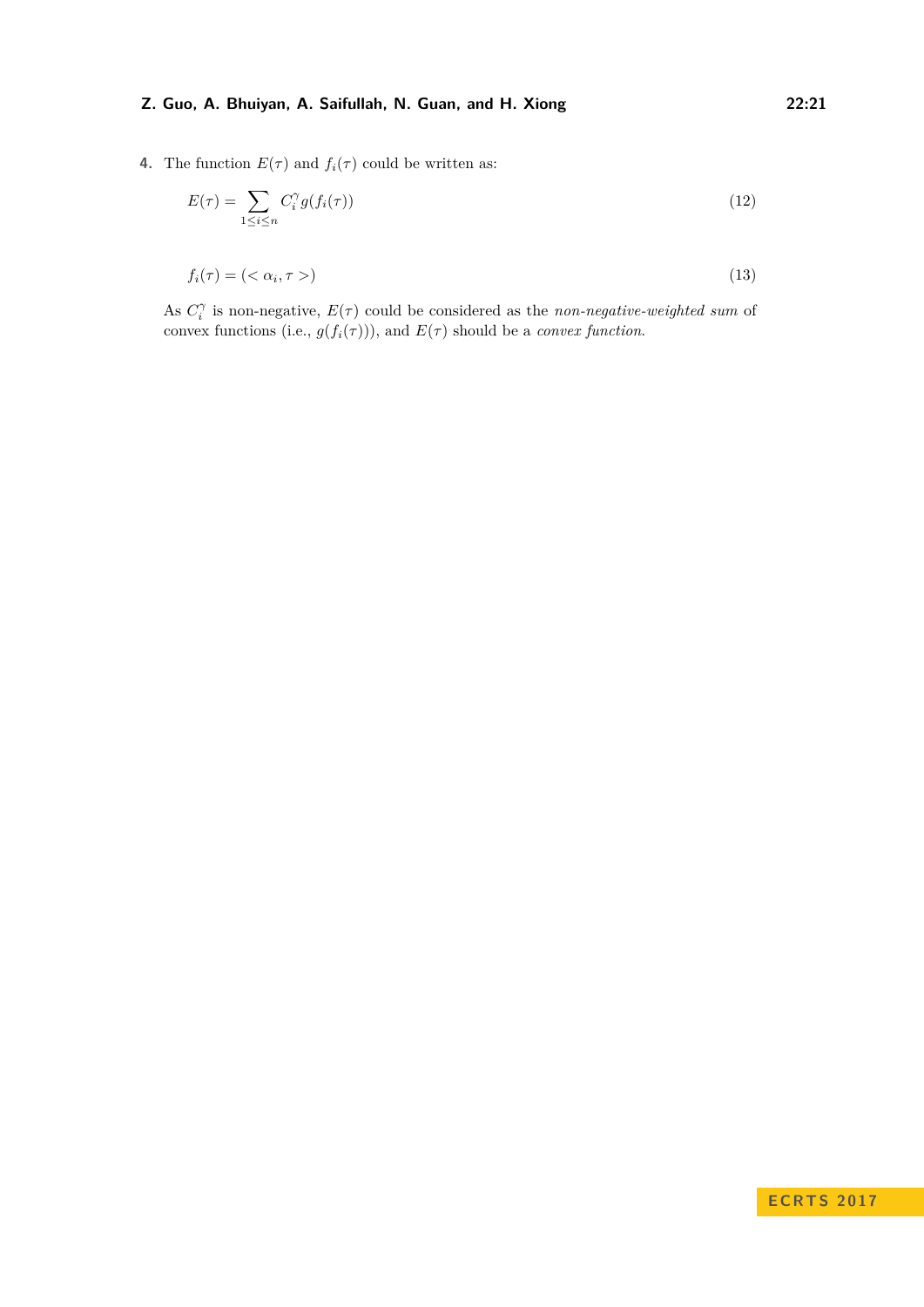4. The function $E(\tau)$ and $f_i(\tau)$ could be written as:

$$E(\tau) = \sum_{1 \leq i \leq n} C_i^{\gamma} g(f_i(\tau)) \tag{12}$$

$$f_i(\tau) = (< \alpha_i, \tau >) \tag{13}$$

As $C_i^{\gamma}$ is non-negative, $E(\tau)$ could be considered as the *non-negative-weighted sum* of convex functions (i.e., $g(f_i(\tau))$), and $E(\tau)$ should be a *convex function*.